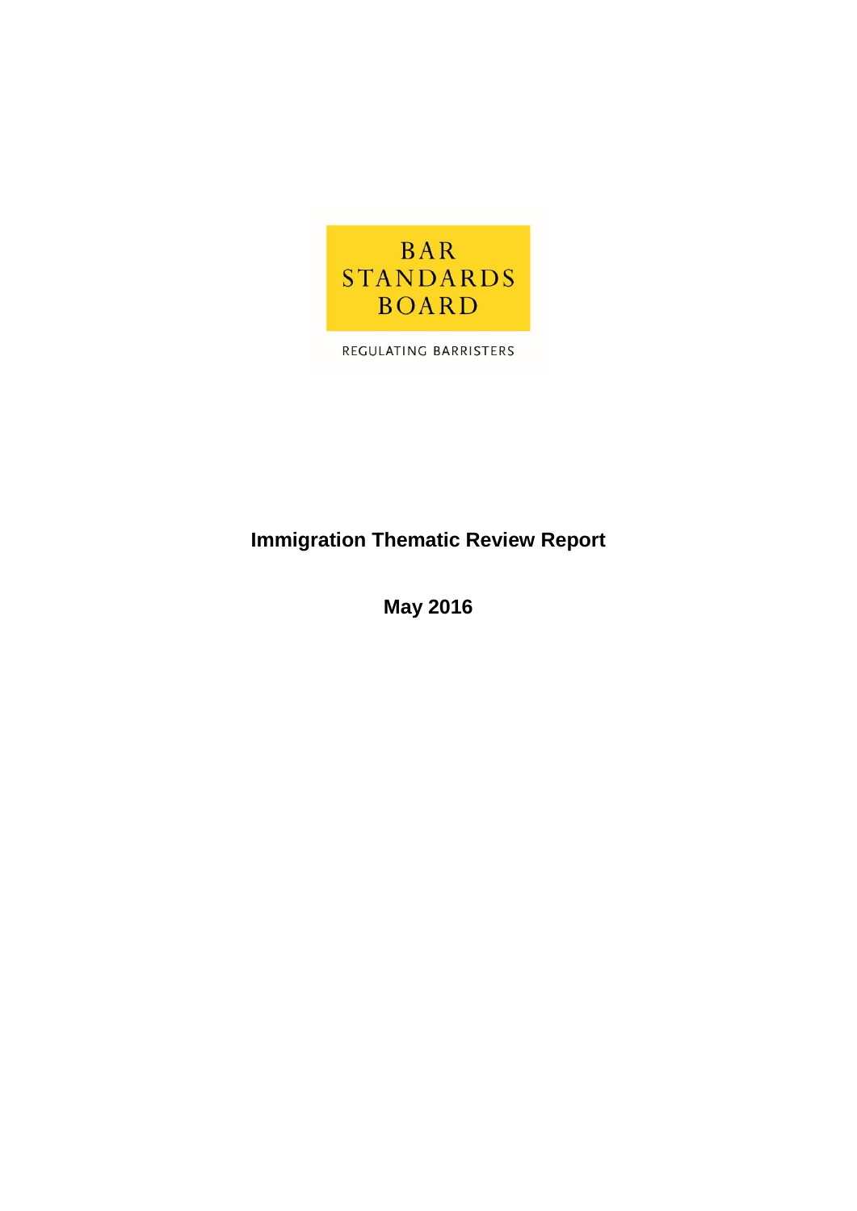BAR
STANDARDS
BOARD

REGULATING BARRISTERS

# Immigration Thematic Review Report

**May 2016**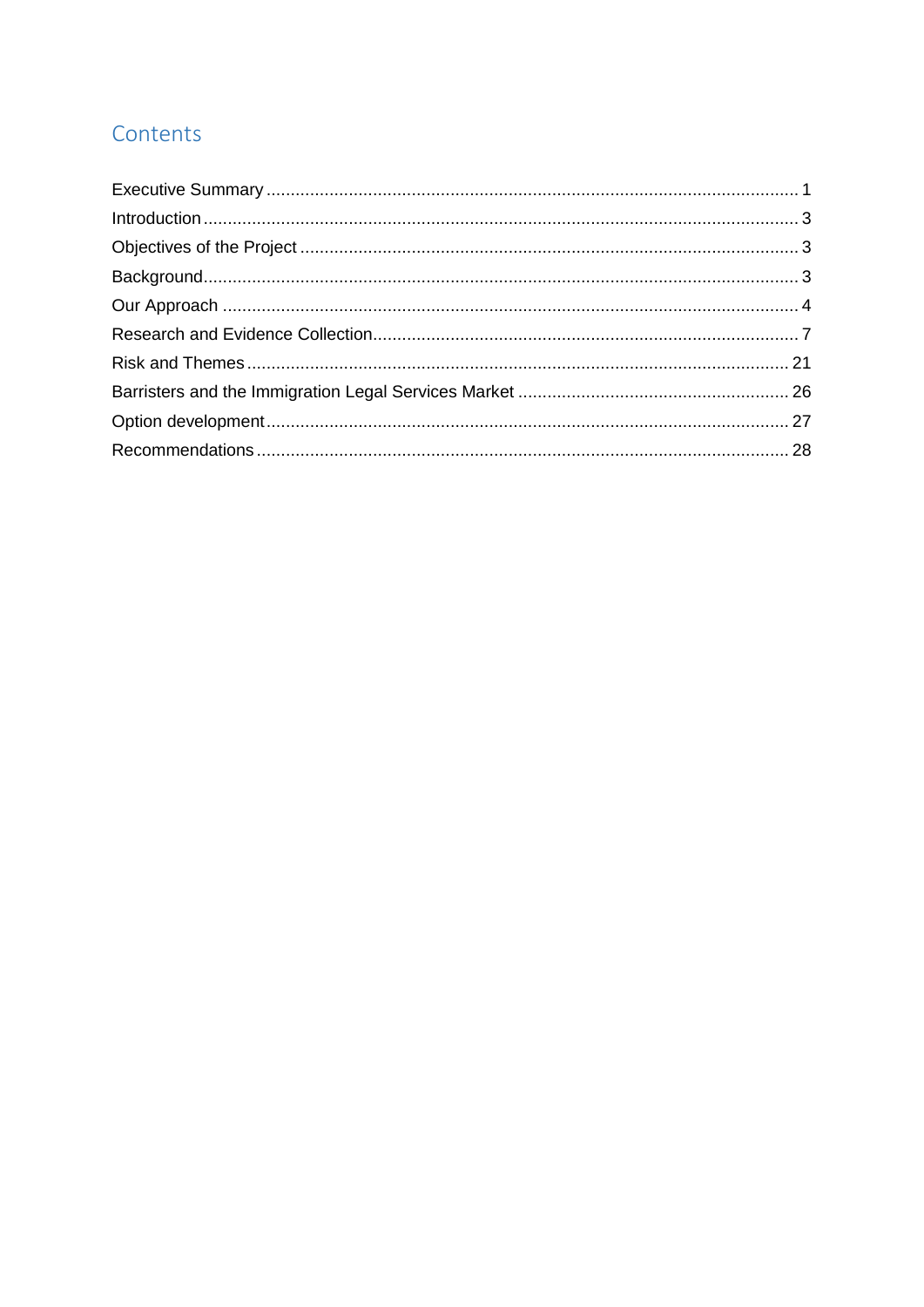# Contents

- Executive Summary ... 1
- Introduction ... 3
- Objectives of the Project ... 3
- Background ... 3
- Our Approach ... 4
- Research and Evidence Collection ... 7
- Risk and Themes ... 21
- Barristers and the Immigration Legal Services Market ... 26
- Option development ... 27
- Recommendations ... 28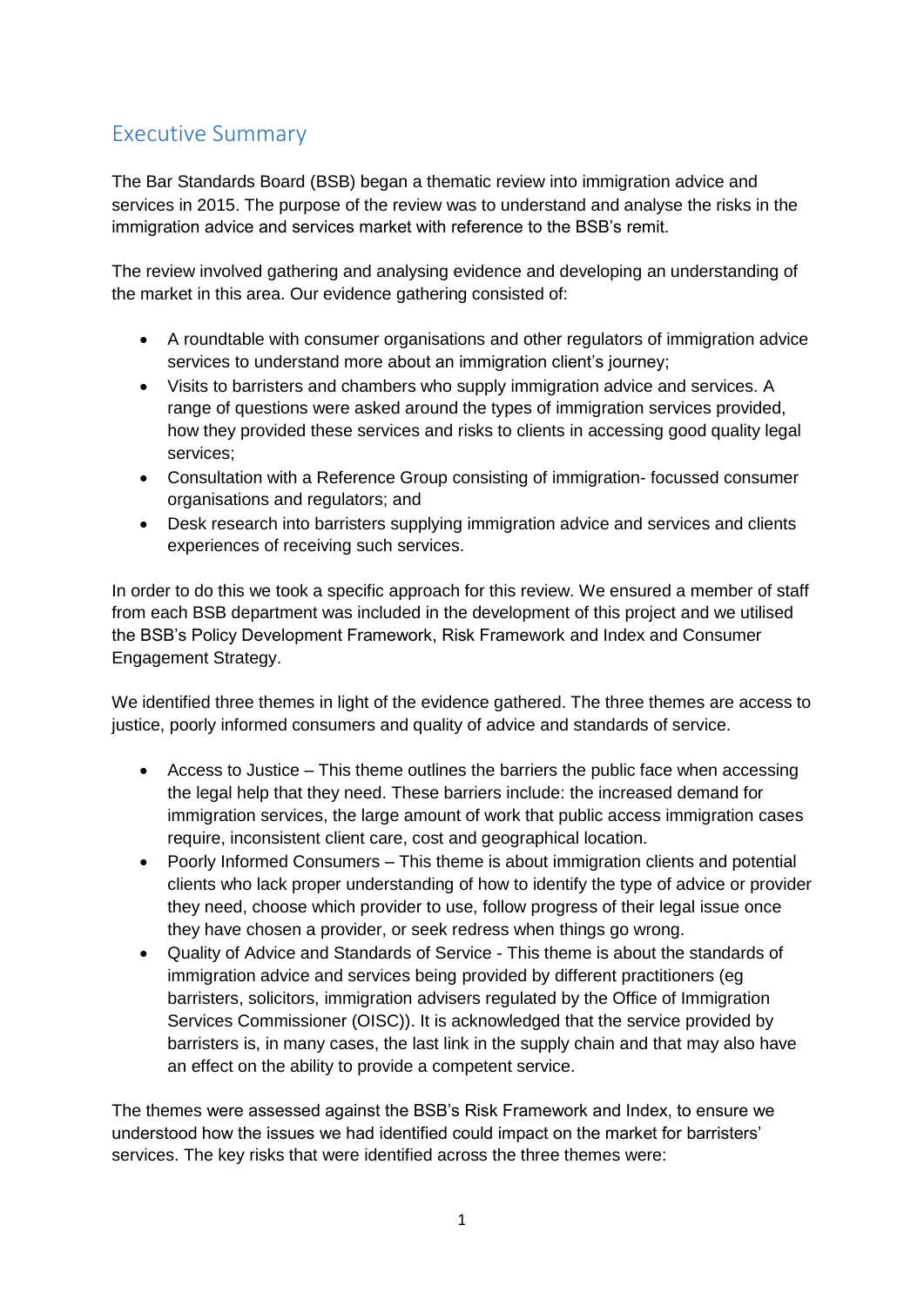## Executive Summary

The Bar Standards Board (BSB) began a thematic review into immigration advice and services in 2015. The purpose of the review was to understand and analyse the risks in the immigration advice and services market with reference to the BSB's remit.

The review involved gathering and analysing evidence and developing an understanding of the market in this area. Our evidence gathering consisted of:

- A roundtable with consumer organisations and other regulators of immigration advice services to understand more about an immigration client's journey;
- Visits to barristers and chambers who supply immigration advice and services. A range of questions were asked around the types of immigration services provided, how they provided these services and risks to clients in accessing good quality legal services;
- Consultation with a Reference Group consisting of immigration- focussed consumer organisations and regulators; and
- Desk research into barristers supplying immigration advice and services and clients experiences of receiving such services.

In order to do this we took a specific approach for this review. We ensured a member of staff from each BSB department was included in the development of this project and we utilised the BSB's Policy Development Framework, Risk Framework and Index and Consumer Engagement Strategy.

We identified three themes in light of the evidence gathered. The three themes are access to justice, poorly informed consumers and quality of advice and standards of service.

- Access to Justice – This theme outlines the barriers the public face when accessing the legal help that they need. These barriers include: the increased demand for immigration services, the large amount of work that public access immigration cases require, inconsistent client care, cost and geographical location.
- Poorly Informed Consumers – This theme is about immigration clients and potential clients who lack proper understanding of how to identify the type of advice or provider they need, choose which provider to use, follow progress of their legal issue once they have chosen a provider, or seek redress when things go wrong.
- Quality of Advice and Standards of Service - This theme is about the standards of immigration advice and services being provided by different practitioners (eg barristers, solicitors, immigration advisers regulated by the Office of Immigration Services Commissioner (OISC)). It is acknowledged that the service provided by barristers is, in many cases, the last link in the supply chain and that may also have an effect on the ability to provide a competent service.

The themes were assessed against the BSB's Risk Framework and Index, to ensure we understood how the issues we had identified could impact on the market for barristers' services. The key risks that were identified across the three themes were: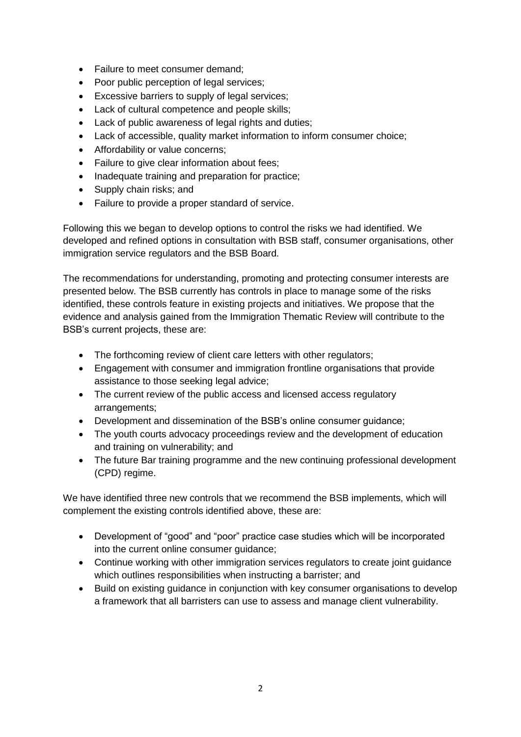- Failure to meet consumer demand;
- Poor public perception of legal services;
- Excessive barriers to supply of legal services;
- Lack of cultural competence and people skills;
- Lack of public awareness of legal rights and duties;
- Lack of accessible, quality market information to inform consumer choice;
- Affordability or value concerns;
- Failure to give clear information about fees;
- Inadequate training and preparation for practice;
- Supply chain risks; and
- Failure to provide a proper standard of service.

Following this we began to develop options to control the risks we had identified. We developed and refined options in consultation with BSB staff, consumer organisations, other immigration service regulators and the BSB Board.

The recommendations for understanding, promoting and protecting consumer interests are presented below. The BSB currently has controls in place to manage some of the risks identified, these controls feature in existing projects and initiatives. We propose that the evidence and analysis gained from the Immigration Thematic Review will contribute to the BSB's current projects, these are:

- The forthcoming review of client care letters with other regulators;
- Engagement with consumer and immigration frontline organisations that provide assistance to those seeking legal advice;
- The current review of the public access and licensed access regulatory arrangements;
- Development and dissemination of the BSB's online consumer guidance;
- The youth courts advocacy proceedings review and the development of education and training on vulnerability; and
- The future Bar training programme and the new continuing professional development (CPD) regime.

We have identified three new controls that we recommend the BSB implements, which will complement the existing controls identified above, these are:

- Development of "good" and "poor" practice case studies which will be incorporated into the current online consumer guidance;
- Continue working with other immigration services regulators to create joint guidance which outlines responsibilities when instructing a barrister; and
- Build on existing guidance in conjunction with key consumer organisations to develop a framework that all barristers can use to assess and manage client vulnerability.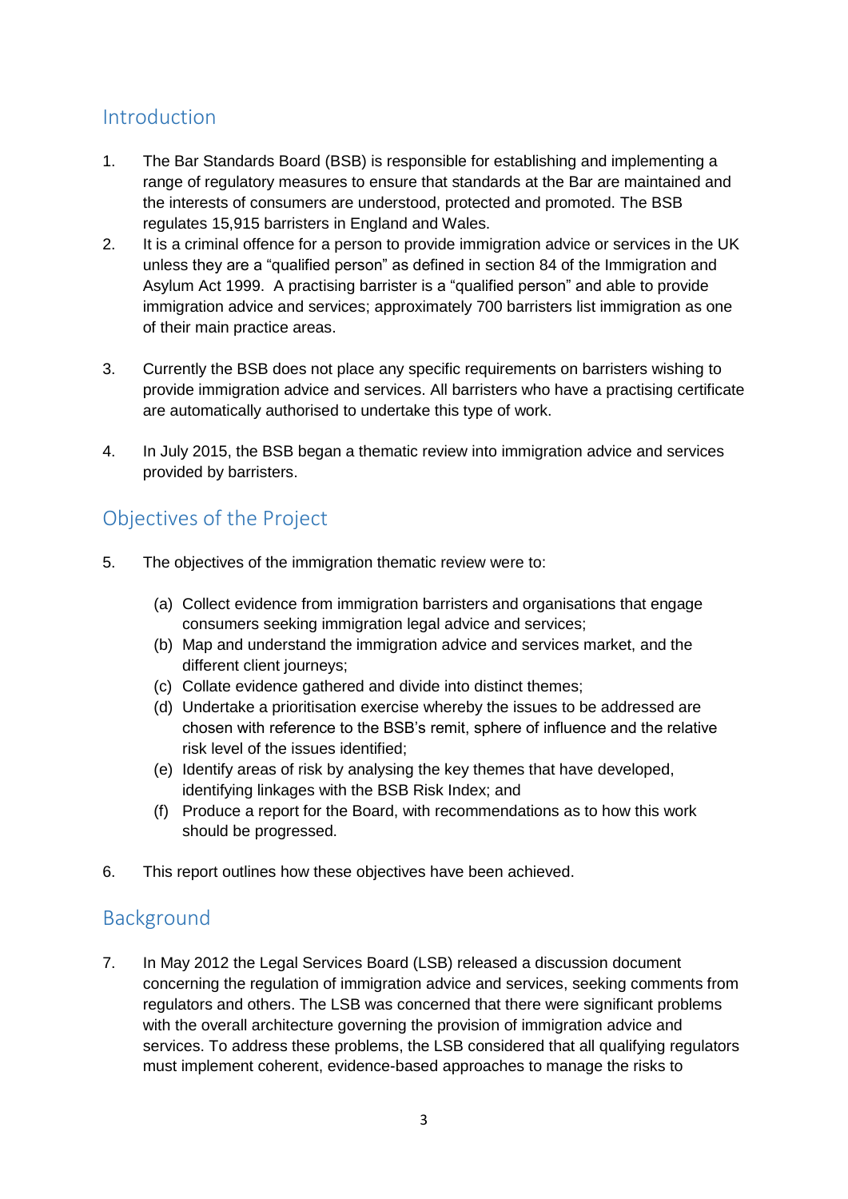## Introduction

1. The Bar Standards Board (BSB) is responsible for establishing and implementing a range of regulatory measures to ensure that standards at the Bar are maintained and the interests of consumers are understood, protected and promoted. The BSB regulates 15,915 barristers in England and Wales.
2. It is a criminal offence for a person to provide immigration advice or services in the UK unless they are a "qualified person" as defined in section 84 of the Immigration and Asylum Act 1999. A practising barrister is a "qualified person" and able to provide immigration advice and services; approximately 700 barristers list immigration as one of their main practice areas.
3. Currently the BSB does not place any specific requirements on barristers wishing to provide immigration advice and services. All barristers who have a practising certificate are automatically authorised to undertake this type of work.
4. In July 2015, the BSB began a thematic review into immigration advice and services provided by barristers.

## Objectives of the Project

5. The objectives of the immigration thematic review were to:

   (a) Collect evidence from immigration barristers and organisations that engage consumers seeking immigration legal advice and services;
   (b) Map and understand the immigration advice and services market, and the different client journeys;
   (c) Collate evidence gathered and divide into distinct themes;
   (d) Undertake a prioritisation exercise whereby the issues to be addressed are chosen with reference to the BSB's remit, sphere of influence and the relative risk level of the issues identified;
   (e) Identify areas of risk by analysing the key themes that have developed, identifying linkages with the BSB Risk Index; and
   (f) Produce a report for the Board, with recommendations as to how this work should be progressed.

6. This report outlines how these objectives have been achieved.

## Background

7. In May 2012 the Legal Services Board (LSB) released a discussion document concerning the regulation of immigration advice and services, seeking comments from regulators and others. The LSB was concerned that there were significant problems with the overall architecture governing the provision of immigration advice and services. To address these problems, the LSB considered that all qualifying regulators must implement coherent, evidence-based approaches to manage the risks to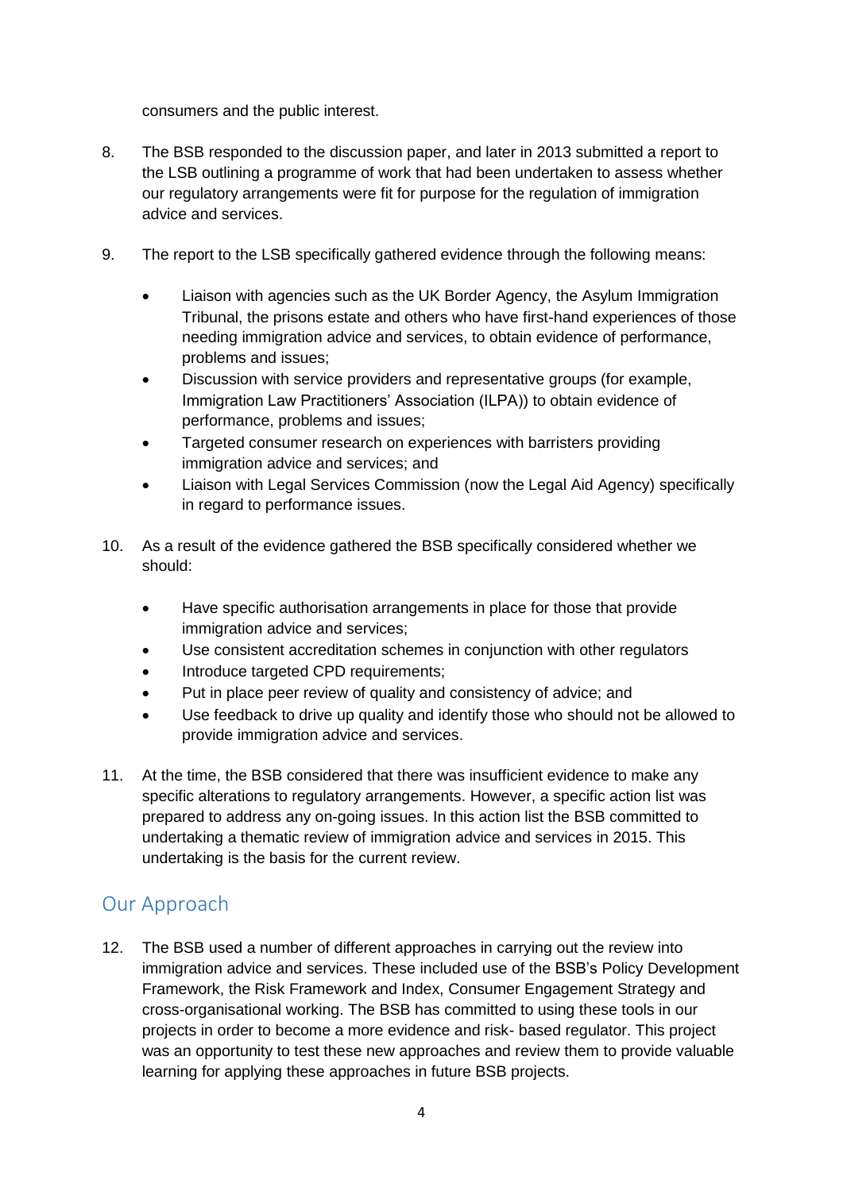consumers and the public interest.

8. The BSB responded to the discussion paper, and later in 2013 submitted a report to the LSB outlining a programme of work that had been undertaken to assess whether our regulatory arrangements were fit for purpose for the regulation of immigration advice and services.

9. The report to the LSB specifically gathered evidence through the following means:

    - Liaison with agencies such as the UK Border Agency, the Asylum Immigration Tribunal, the prisons estate and others who have first-hand experiences of those needing immigration advice and services, to obtain evidence of performance, problems and issues;
    - Discussion with service providers and representative groups (for example, Immigration Law Practitioners' Association (ILPA)) to obtain evidence of performance, problems and issues;
    - Targeted consumer research on experiences with barristers providing immigration advice and services; and
    - Liaison with Legal Services Commission (now the Legal Aid Agency) specifically in regard to performance issues.

10. As a result of the evidence gathered the BSB specifically considered whether we should:

    - Have specific authorisation arrangements in place for those that provide immigration advice and services;
    - Use consistent accreditation schemes in conjunction with other regulators
    - Introduce targeted CPD requirements;
    - Put in place peer review of quality and consistency of advice; and
    - Use feedback to drive up quality and identify those who should not be allowed to provide immigration advice and services.

11. At the time, the BSB considered that there was insufficient evidence to make any specific alterations to regulatory arrangements. However, a specific action list was prepared to address any on-going issues. In this action list the BSB committed to undertaking a thematic review of immigration advice and services in 2015. This undertaking is the basis for the current review.

## Our Approach

12. The BSB used a number of different approaches in carrying out the review into immigration advice and services. These included use of the BSB's Policy Development Framework, the Risk Framework and Index, Consumer Engagement Strategy and cross-organisational working. The BSB has committed to using these tools in our projects in order to become a more evidence and risk- based regulator. This project was an opportunity to test these new approaches and review them to provide valuable learning for applying these approaches in future BSB projects.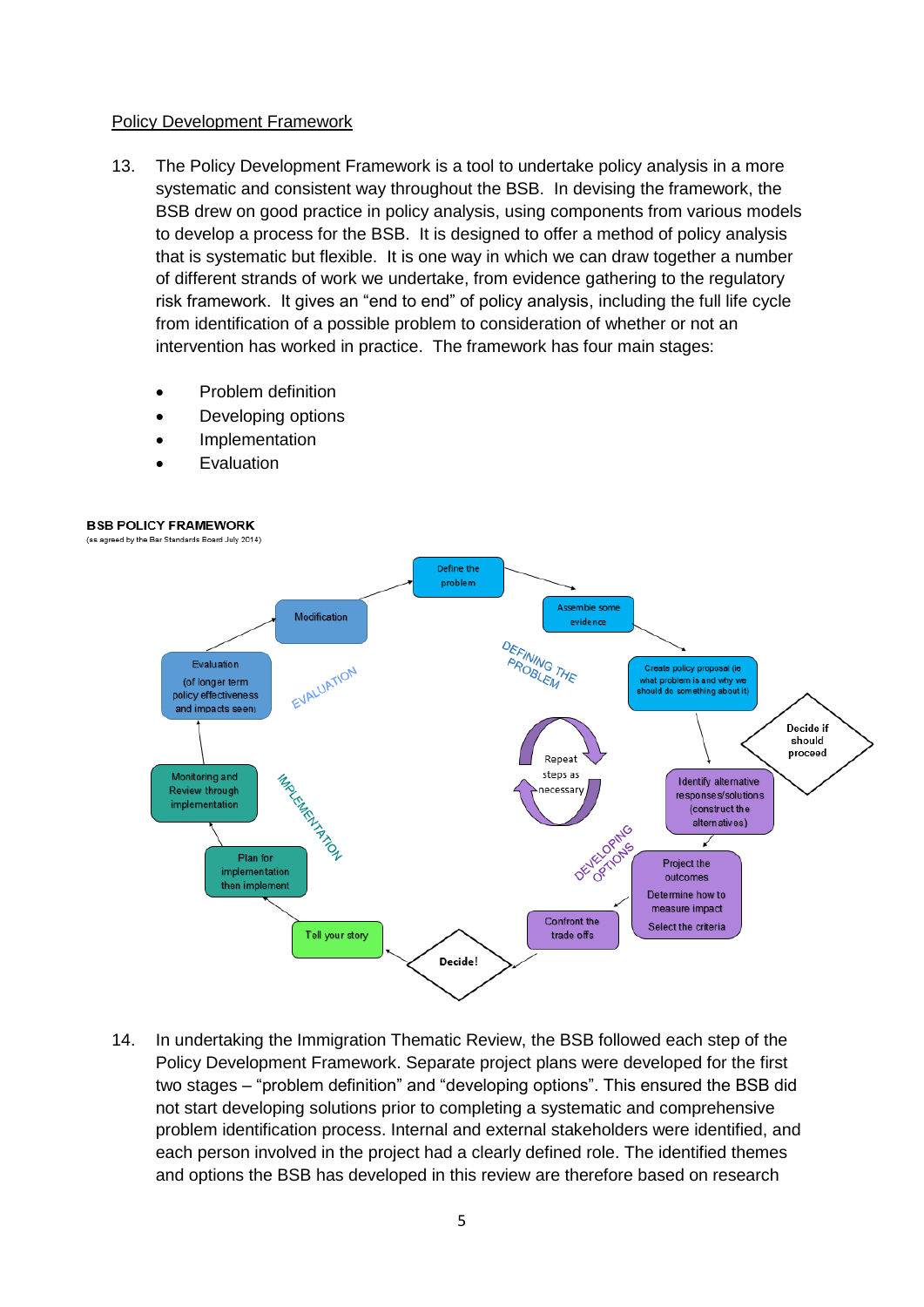Policy Development Framework

13. The Policy Development Framework is a tool to undertake policy analysis in a more systematic and consistent way throughout the BSB. In devising the framework, the BSB drew on good practice in policy analysis, using components from various models to develop a process for the BSB. It is designed to offer a method of policy analysis that is systematic but flexible. It is one way in which we can draw together a number of different strands of work we undertake, from evidence gathering to the regulatory risk framework. It gives an "end to end" of policy analysis, including the full life cycle from identification of a possible problem to consideration of whether or not an intervention has worked in practice. The framework has four main stages:

- Problem definition
- Developing options
- Implementation
- Evaluation

**BSB POLICY FRAMEWORK**
(as agreed by the Bar Standards Board July 2014)

DEFINING THE PROBLEM
- Define the problem
- Assemble some evidence
- Create policy proposal (ie what problem is and why we should do something about it)
- Decide if should proceed

DEVELOPING OPTIONS
- Identify alternative responses/solutions (construct the alternatives)
- Project the outcomes; Determine how to measure impact; Select the criteria
- Confront the trade offs
- Decide!

IMPLEMENTATION
- Tell your story
- Plan for implementation then implement
- Monitoring and Review through implementation

EVALUATION
- Evaluation (of longer term policy effectiveness and impacts seen)
- Modification

Repeat steps as necessary

14. In undertaking the Immigration Thematic Review, the BSB followed each step of the Policy Development Framework. Separate project plans were developed for the first two stages – "problem definition" and "developing options". This ensured the BSB did not start developing solutions prior to completing a systematic and comprehensive problem identification process. Internal and external stakeholders were identified, and each person involved in the project had a clearly defined role. The identified themes and options the BSB has developed in this review are therefore based on research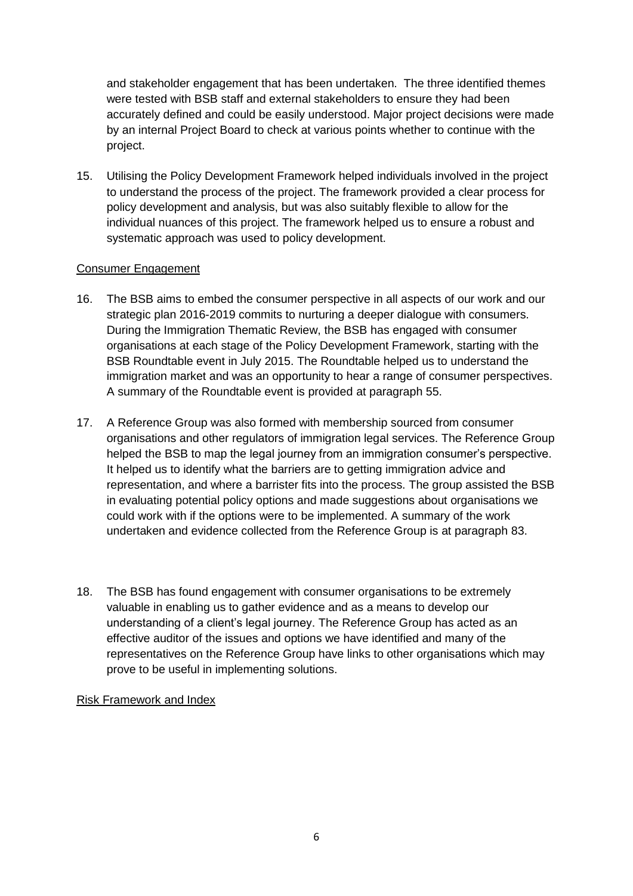and stakeholder engagement that has been undertaken. The three identified themes were tested with BSB staff and external stakeholders to ensure they had been accurately defined and could be easily understood. Major project decisions were made by an internal Project Board to check at various points whether to continue with the project.

15. Utilising the Policy Development Framework helped individuals involved in the project to understand the process of the project. The framework provided a clear process for policy development and analysis, but was also suitably flexible to allow for the individual nuances of this project. The framework helped us to ensure a robust and systematic approach was used to policy development.

### Consumer Engagement

16. The BSB aims to embed the consumer perspective in all aspects of our work and our strategic plan 2016-2019 commits to nurturing a deeper dialogue with consumers. During the Immigration Thematic Review, the BSB has engaged with consumer organisations at each stage of the Policy Development Framework, starting with the BSB Roundtable event in July 2015. The Roundtable helped us to understand the immigration market and was an opportunity to hear a range of consumer perspectives. A summary of the Roundtable event is provided at paragraph 55.

17. A Reference Group was also formed with membership sourced from consumer organisations and other regulators of immigration legal services. The Reference Group helped the BSB to map the legal journey from an immigration consumer's perspective. It helped us to identify what the barriers are to getting immigration advice and representation, and where a barrister fits into the process. The group assisted the BSB in evaluating potential policy options and made suggestions about organisations we could work with if the options were to be implemented. A summary of the work undertaken and evidence collected from the Reference Group is at paragraph 83.

18. The BSB has found engagement with consumer organisations to be extremely valuable in enabling us to gather evidence and as a means to develop our understanding of a client's legal journey. The Reference Group has acted as an effective auditor of the issues and options we have identified and many of the representatives on the Reference Group have links to other organisations which may prove to be useful in implementing solutions.

### Risk Framework and Index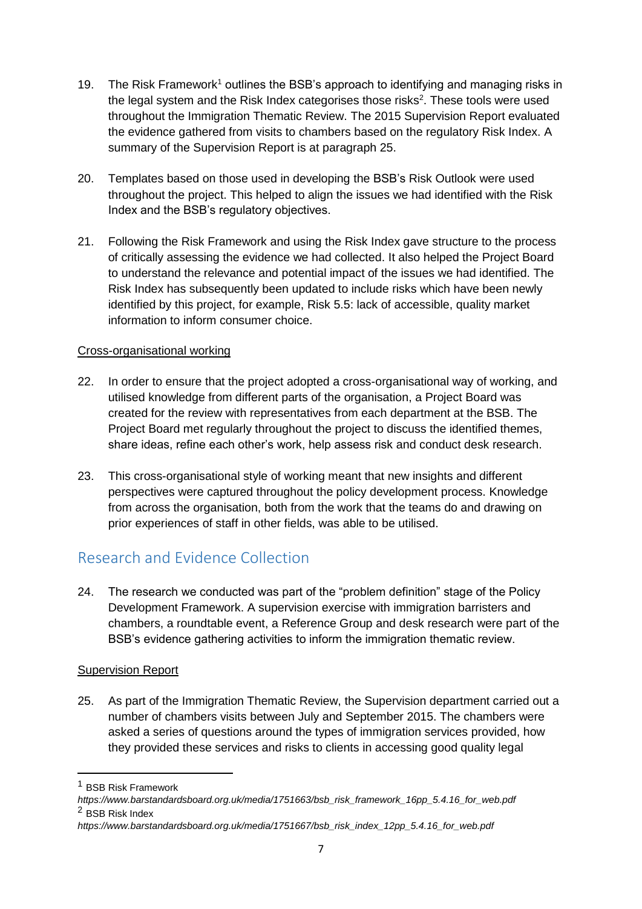19. The Risk Framework[1] outlines the BSB's approach to identifying and managing risks in the legal system and the Risk Index categorises those risks[2]. These tools were used throughout the Immigration Thematic Review. The 2015 Supervision Report evaluated the evidence gathered from visits to chambers based on the regulatory Risk Index. A summary of the Supervision Report is at paragraph 25.

20. Templates based on those used in developing the BSB's Risk Outlook were used throughout the project. This helped to align the issues we had identified with the Risk Index and the BSB's regulatory objectives.

21. Following the Risk Framework and using the Risk Index gave structure to the process of critically assessing the evidence we had collected. It also helped the Project Board to understand the relevance and potential impact of the issues we had identified. The Risk Index has subsequently been updated to include risks which have been newly identified by this project, for example, Risk 5.5: lack of accessible, quality market information to inform consumer choice.

<u>Cross-organisational working</u>

22. In order to ensure that the project adopted a cross-organisational way of working, and utilised knowledge from different parts of the organisation, a Project Board was created for the review with representatives from each department at the BSB. The Project Board met regularly throughout the project to discuss the identified themes, share ideas, refine each other's work, help assess risk and conduct desk research.

23. This cross-organisational style of working meant that new insights and different perspectives were captured throughout the policy development process. Knowledge from across the organisation, both from the work that the teams do and drawing on prior experiences of staff in other fields, was able to be utilised.

## Research and Evidence Collection

24. The research we conducted was part of the "problem definition" stage of the Policy Development Framework. A supervision exercise with immigration barristers and chambers, a roundtable event, a Reference Group and desk research were part of the BSB's evidence gathering activities to inform the immigration thematic review.

<u>Supervision Report</u>

25. As part of the Immigration Thematic Review, the Supervision department carried out a number of chambers visits between July and September 2015. The chambers were asked a series of questions around the types of immigration services provided, how they provided these services and risks to clients in accessing good quality legal

---

[1] BSB Risk Framework
*https://www.barstandardsboard.org.uk/media/1751663/bsb_risk_framework_16pp_5.4.16_for_web.pdf*

[2] BSB Risk Index
*https://www.barstandardsboard.org.uk/media/1751667/bsb_risk_index_12pp_5.4.16_for_web.pdf*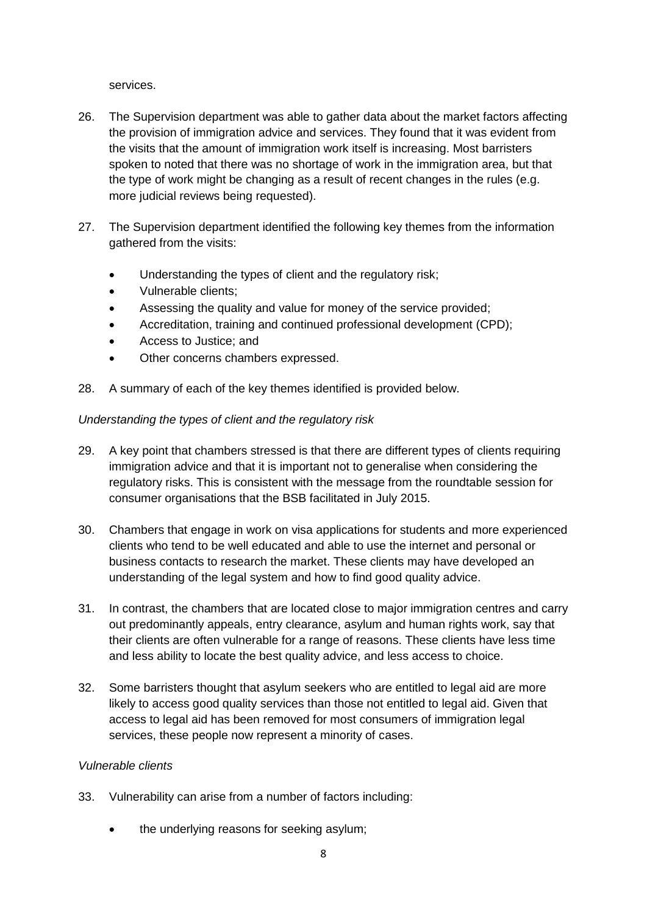services.

26. The Supervision department was able to gather data about the market factors affecting the provision of immigration advice and services. They found that it was evident from the visits that the amount of immigration work itself is increasing. Most barristers spoken to noted that there was no shortage of work in the immigration area, but that the type of work might be changing as a result of recent changes in the rules (e.g. more judicial reviews being requested).

27. The Supervision department identified the following key themes from the information gathered from the visits:

   - Understanding the types of client and the regulatory risk;
   - Vulnerable clients;
   - Assessing the quality and value for money of the service provided;
   - Accreditation, training and continued professional development (CPD);
   - Access to Justice; and
   - Other concerns chambers expressed.

28. A summary of each of the key themes identified is provided below.

*Understanding the types of client and the regulatory risk*

29. A key point that chambers stressed is that there are different types of clients requiring immigration advice and that it is important not to generalise when considering the regulatory risks. This is consistent with the message from the roundtable session for consumer organisations that the BSB facilitated in July 2015.

30. Chambers that engage in work on visa applications for students and more experienced clients who tend to be well educated and able to use the internet and personal or business contacts to research the market. These clients may have developed an understanding of the legal system and how to find good quality advice.

31. In contrast, the chambers that are located close to major immigration centres and carry out predominantly appeals, entry clearance, asylum and human rights work, say that their clients are often vulnerable for a range of reasons. These clients have less time and less ability to locate the best quality advice, and less access to choice.

32. Some barristers thought that asylum seekers who are entitled to legal aid are more likely to access good quality services than those not entitled to legal aid. Given that access to legal aid has been removed for most consumers of immigration legal services, these people now represent a minority of cases.

*Vulnerable clients*

33. Vulnerability can arise from a number of factors including:

   - the underlying reasons for seeking asylum;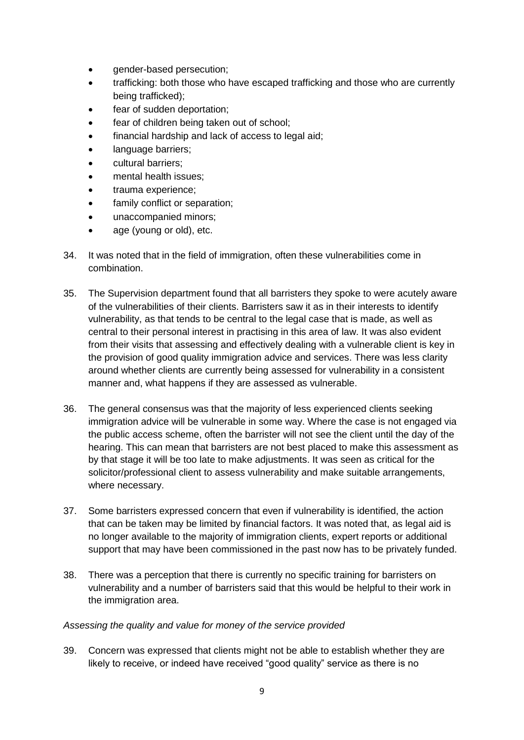- gender-based persecution;
- trafficking: both those who have escaped trafficking and those who are currently being trafficked);
- fear of sudden deportation;
- fear of children being taken out of school;
- financial hardship and lack of access to legal aid;
- language barriers;
- cultural barriers;
- mental health issues;
- trauma experience;
- family conflict or separation;
- unaccompanied minors;
- age (young or old), etc.

34. It was noted that in the field of immigration, often these vulnerabilities come in combination.

35. The Supervision department found that all barristers they spoke to were acutely aware of the vulnerabilities of their clients. Barristers saw it as in their interests to identify vulnerability, as that tends to be central to the legal case that is made, as well as central to their personal interest in practising in this area of law. It was also evident from their visits that assessing and effectively dealing with a vulnerable client is key in the provision of good quality immigration advice and services. There was less clarity around whether clients are currently being assessed for vulnerability in a consistent manner and, what happens if they are assessed as vulnerable.

36. The general consensus was that the majority of less experienced clients seeking immigration advice will be vulnerable in some way. Where the case is not engaged via the public access scheme, often the barrister will not see the client until the day of the hearing. This can mean that barristers are not best placed to make this assessment as by that stage it will be too late to make adjustments. It was seen as critical for the solicitor/professional client to assess vulnerability and make suitable arrangements, where necessary.

37. Some barristers expressed concern that even if vulnerability is identified, the action that can be taken may be limited by financial factors. It was noted that, as legal aid is no longer available to the majority of immigration clients, expert reports or additional support that may have been commissioned in the past now has to be privately funded.

38. There was a perception that there is currently no specific training for barristers on vulnerability and a number of barristers said that this would be helpful to their work in the immigration area.

*Assessing the quality and value for money of the service provided*

39. Concern was expressed that clients might not be able to establish whether they are likely to receive, or indeed have received "good quality" service as there is no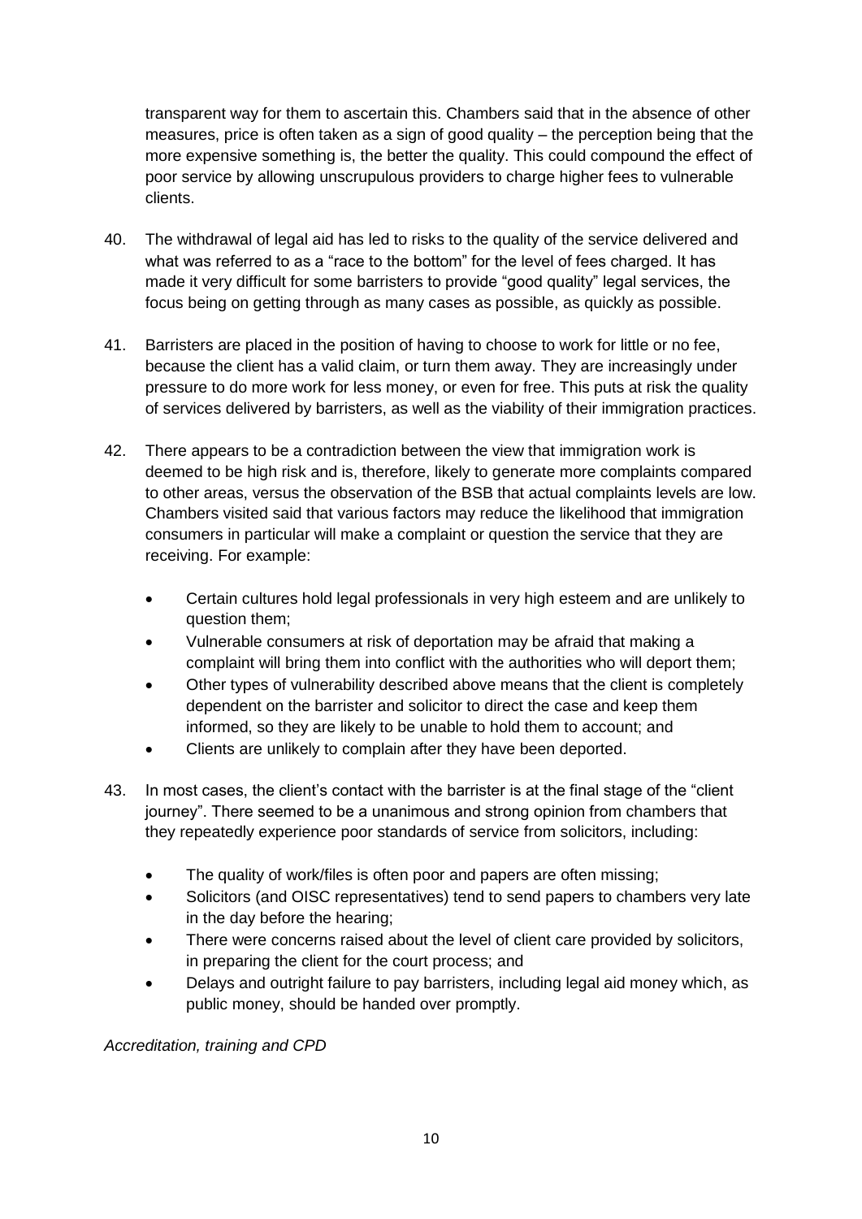transparent way for them to ascertain this. Chambers said that in the absence of other measures, price is often taken as a sign of good quality – the perception being that the more expensive something is, the better the quality. This could compound the effect of poor service by allowing unscrupulous providers to charge higher fees to vulnerable clients.

40. The withdrawal of legal aid has led to risks to the quality of the service delivered and what was referred to as a "race to the bottom" for the level of fees charged. It has made it very difficult for some barristers to provide "good quality" legal services, the focus being on getting through as many cases as possible, as quickly as possible.

41. Barristers are placed in the position of having to choose to work for little or no fee, because the client has a valid claim, or turn them away. They are increasingly under pressure to do more work for less money, or even for free. This puts at risk the quality of services delivered by barristers, as well as the viability of their immigration practices.

42. There appears to be a contradiction between the view that immigration work is deemed to be high risk and is, therefore, likely to generate more complaints compared to other areas, versus the observation of the BSB that actual complaints levels are low. Chambers visited said that various factors may reduce the likelihood that immigration consumers in particular will make a complaint or question the service that they are receiving. For example:

    - Certain cultures hold legal professionals in very high esteem and are unlikely to question them;
    - Vulnerable consumers at risk of deportation may be afraid that making a complaint will bring them into conflict with the authorities who will deport them;
    - Other types of vulnerability described above means that the client is completely dependent on the barrister and solicitor to direct the case and keep them informed, so they are likely to be unable to hold them to account; and
    - Clients are unlikely to complain after they have been deported.

43. In most cases, the client's contact with the barrister is at the final stage of the "client journey". There seemed to be a unanimous and strong opinion from chambers that they repeatedly experience poor standards of service from solicitors, including:

    - The quality of work/files is often poor and papers are often missing;
    - Solicitors (and OISC representatives) tend to send papers to chambers very late in the day before the hearing;
    - There were concerns raised about the level of client care provided by solicitors, in preparing the client for the court process; and
    - Delays and outright failure to pay barristers, including legal aid money which, as public money, should be handed over promptly.

*Accreditation, training and CPD*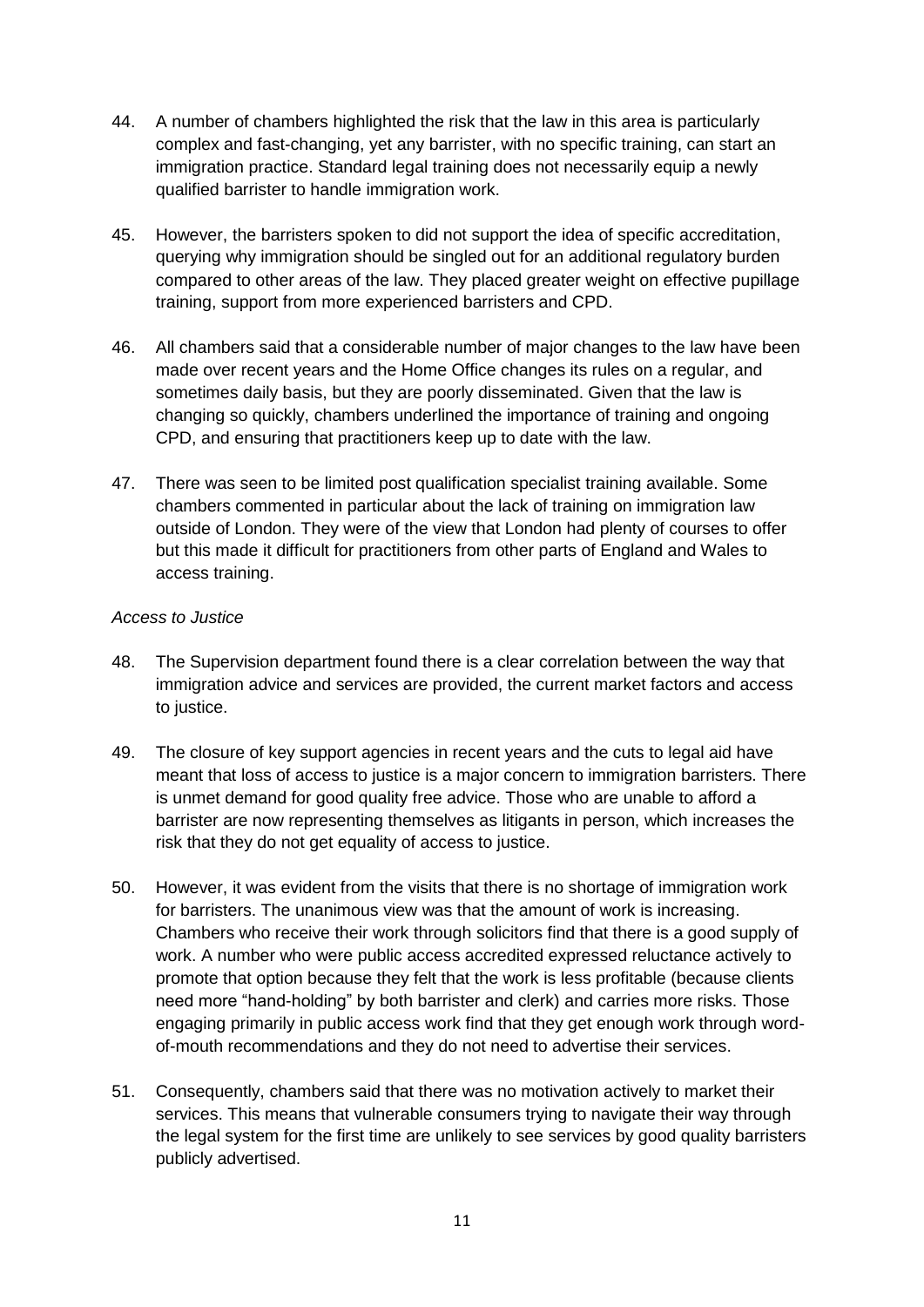44. A number of chambers highlighted the risk that the law in this area is particularly complex and fast-changing, yet any barrister, with no specific training, can start an immigration practice. Standard legal training does not necessarily equip a newly qualified barrister to handle immigration work.

45. However, the barristers spoken to did not support the idea of specific accreditation, querying why immigration should be singled out for an additional regulatory burden compared to other areas of the law. They placed greater weight on effective pupillage training, support from more experienced barristers and CPD.

46. All chambers said that a considerable number of major changes to the law have been made over recent years and the Home Office changes its rules on a regular, and sometimes daily basis, but they are poorly disseminated. Given that the law is changing so quickly, chambers underlined the importance of training and ongoing CPD, and ensuring that practitioners keep up to date with the law.

47. There was seen to be limited post qualification specialist training available. Some chambers commented in particular about the lack of training on immigration law outside of London. They were of the view that London had plenty of courses to offer but this made it difficult for practitioners from other parts of England and Wales to access training.

*Access to Justice*

48. The Supervision department found there is a clear correlation between the way that immigration advice and services are provided, the current market factors and access to justice.

49. The closure of key support agencies in recent years and the cuts to legal aid have meant that loss of access to justice is a major concern to immigration barristers. There is unmet demand for good quality free advice. Those who are unable to afford a barrister are now representing themselves as litigants in person, which increases the risk that they do not get equality of access to justice.

50. However, it was evident from the visits that there is no shortage of immigration work for barristers. The unanimous view was that the amount of work is increasing. Chambers who receive their work through solicitors find that there is a good supply of work. A number who were public access accredited expressed reluctance actively to promote that option because they felt that the work is less profitable (because clients need more "hand-holding" by both barrister and clerk) and carries more risks. Those engaging primarily in public access work find that they get enough work through word-of-mouth recommendations and they do not need to advertise their services.

51. Consequently, chambers said that there was no motivation actively to market their services. This means that vulnerable consumers trying to navigate their way through the legal system for the first time are unlikely to see services by good quality barristers publicly advertised.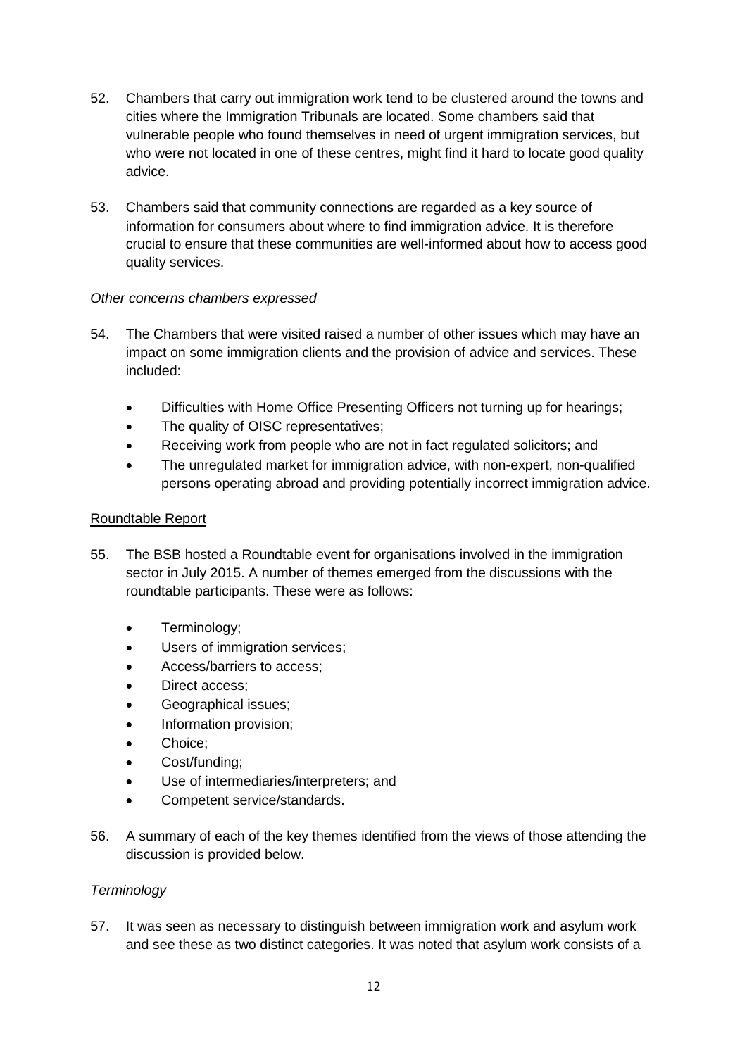52. Chambers that carry out immigration work tend to be clustered around the towns and cities where the Immigration Tribunals are located. Some chambers said that vulnerable people who found themselves in need of urgent immigration services, but who were not located in one of these centres, might find it hard to locate good quality advice.

53. Chambers said that community connections are regarded as a key source of information for consumers about where to find immigration advice. It is therefore crucial to ensure that these communities are well-informed about how to access good quality services.

*Other concerns chambers expressed*

54. The Chambers that were visited raised a number of other issues which may have an impact on some immigration clients and the provision of advice and services. These included:

    - Difficulties with Home Office Presenting Officers not turning up for hearings;
    - The quality of OISC representatives;
    - Receiving work from people who are not in fact regulated solicitors; and
    - The unregulated market for immigration advice, with non-expert, non-qualified persons operating abroad and providing potentially incorrect immigration advice.

<u>Roundtable Report</u>

55. The BSB hosted a Roundtable event for organisations involved in the immigration sector in July 2015. A number of themes emerged from the discussions with the roundtable participants. These were as follows:

    - Terminology;
    - Users of immigration services;
    - Access/barriers to access;
    - Direct access;
    - Geographical issues;
    - Information provision;
    - Choice;
    - Cost/funding;
    - Use of intermediaries/interpreters; and
    - Competent service/standards.

56. A summary of each of the key themes identified from the views of those attending the discussion is provided below.

*Terminology*

57. It was seen as necessary to distinguish between immigration work and asylum work and see these as two distinct categories. It was noted that asylum work consists of a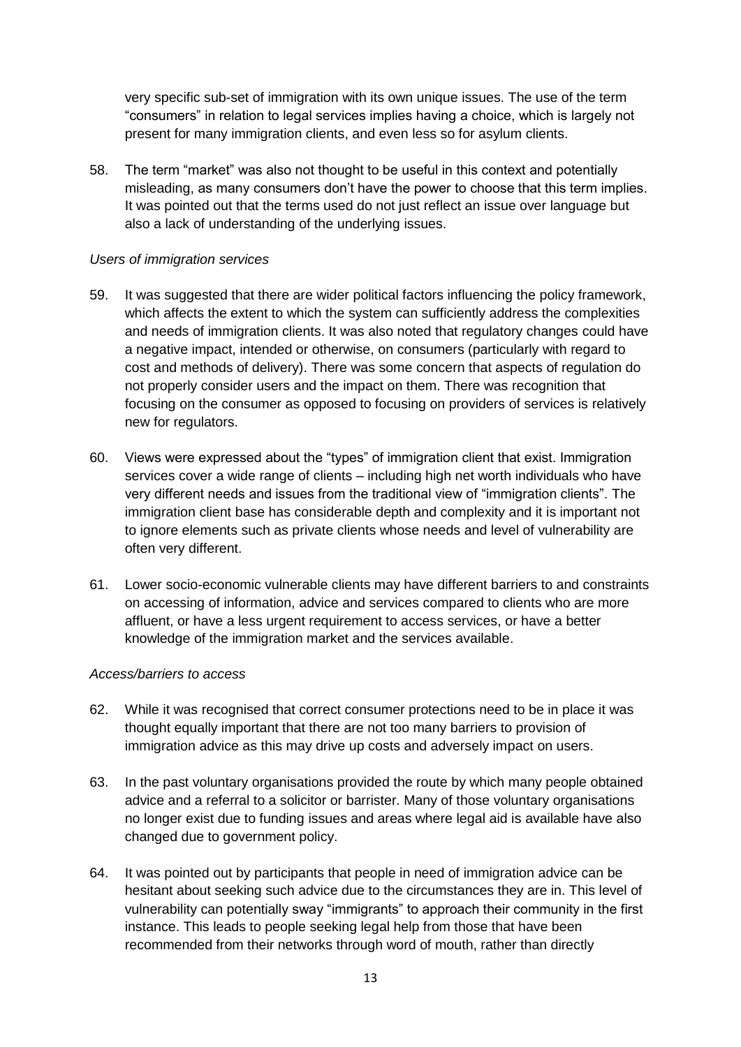very specific sub-set of immigration with its own unique issues. The use of the term "consumers" in relation to legal services implies having a choice, which is largely not present for many immigration clients, and even less so for asylum clients.

58. The term "market" was also not thought to be useful in this context and potentially misleading, as many consumers don't have the power to choose that this term implies. It was pointed out that the terms used do not just reflect an issue over language but also a lack of understanding of the underlying issues.

*Users of immigration services*

59. It was suggested that there are wider political factors influencing the policy framework, which affects the extent to which the system can sufficiently address the complexities and needs of immigration clients. It was also noted that regulatory changes could have a negative impact, intended or otherwise, on consumers (particularly with regard to cost and methods of delivery). There was some concern that aspects of regulation do not properly consider users and the impact on them. There was recognition that focusing on the consumer as opposed to focusing on providers of services is relatively new for regulators.

60. Views were expressed about the "types" of immigration client that exist. Immigration services cover a wide range of clients – including high net worth individuals who have very different needs and issues from the traditional view of "immigration clients". The immigration client base has considerable depth and complexity and it is important not to ignore elements such as private clients whose needs and level of vulnerability are often very different.

61. Lower socio-economic vulnerable clients may have different barriers to and constraints on accessing of information, advice and services compared to clients who are more affluent, or have a less urgent requirement to access services, or have a better knowledge of the immigration market and the services available.

*Access/barriers to access*

62. While it was recognised that correct consumer protections need to be in place it was thought equally important that there are not too many barriers to provision of immigration advice as this may drive up costs and adversely impact on users.

63. In the past voluntary organisations provided the route by which many people obtained advice and a referral to a solicitor or barrister. Many of those voluntary organisations no longer exist due to funding issues and areas where legal aid is available have also changed due to government policy.

64. It was pointed out by participants that people in need of immigration advice can be hesitant about seeking such advice due to the circumstances they are in. This level of vulnerability can potentially sway "immigrants" to approach their community in the first instance. This leads to people seeking legal help from those that have been recommended from their networks through word of mouth, rather than directly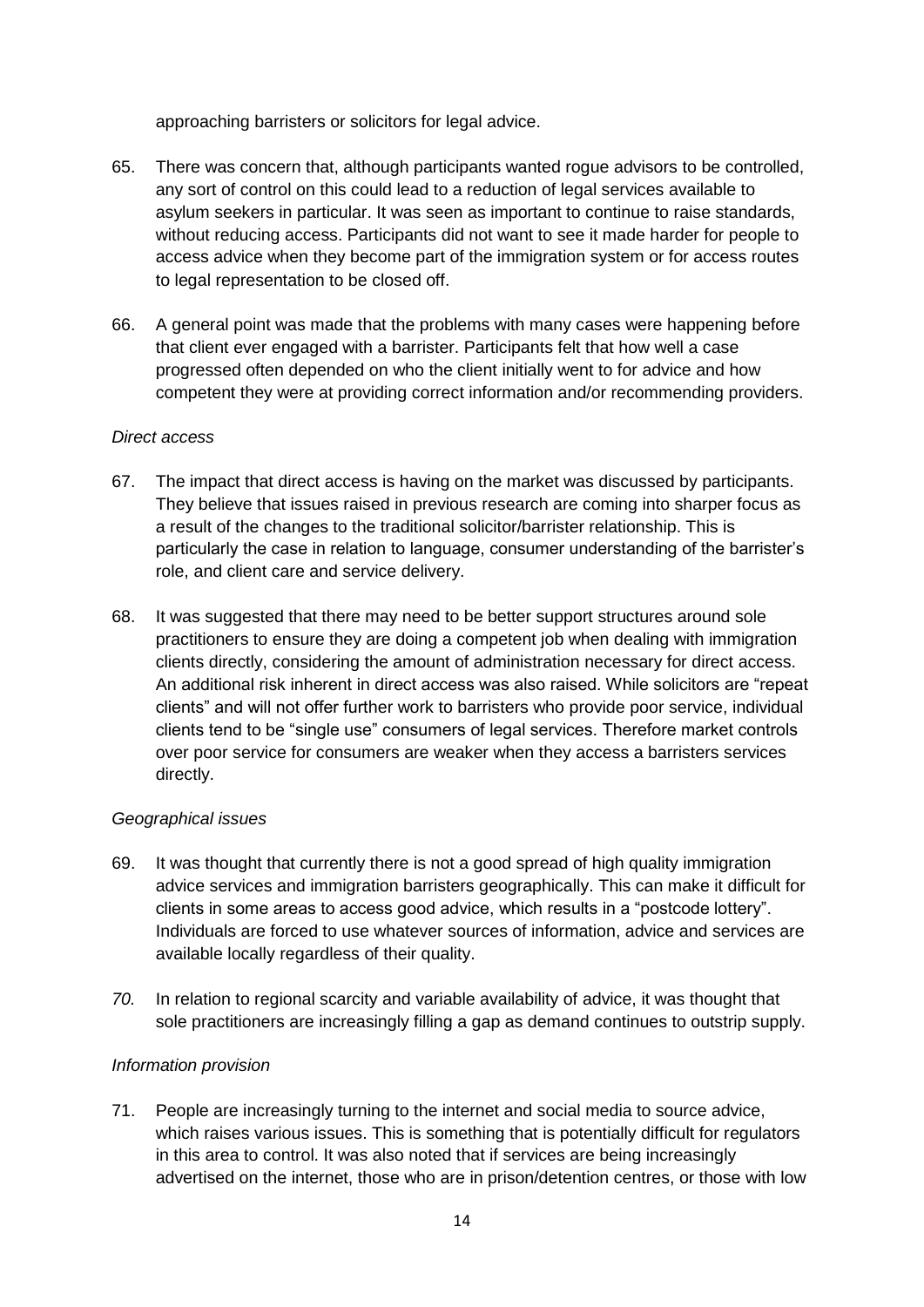approaching barristers or solicitors for legal advice.

65. There was concern that, although participants wanted rogue advisors to be controlled, any sort of control on this could lead to a reduction of legal services available to asylum seekers in particular. It was seen as important to continue to raise standards, without reducing access. Participants did not want to see it made harder for people to access advice when they become part of the immigration system or for access routes to legal representation to be closed off.

66. A general point was made that the problems with many cases were happening before that client ever engaged with a barrister. Participants felt that how well a case progressed often depended on who the client initially went to for advice and how competent they were at providing correct information and/or recommending providers.

*Direct access*

67. The impact that direct access is having on the market was discussed by participants. They believe that issues raised in previous research are coming into sharper focus as a result of the changes to the traditional solicitor/barrister relationship. This is particularly the case in relation to language, consumer understanding of the barrister's role, and client care and service delivery.

68. It was suggested that there may need to be better support structures around sole practitioners to ensure they are doing a competent job when dealing with immigration clients directly, considering the amount of administration necessary for direct access. An additional risk inherent in direct access was also raised. While solicitors are "repeat clients" and will not offer further work to barristers who provide poor service, individual clients tend to be "single use" consumers of legal services. Therefore market controls over poor service for consumers are weaker when they access a barristers services directly.

*Geographical issues*

69. It was thought that currently there is not a good spread of high quality immigration advice services and immigration barristers geographically. This can make it difficult for clients in some areas to access good advice, which results in a "postcode lottery". Individuals are forced to use whatever sources of information, advice and services are available locally regardless of their quality.

*70.* In relation to regional scarcity and variable availability of advice, it was thought that sole practitioners are increasingly filling a gap as demand continues to outstrip supply.

*Information provision*

71. People are increasingly turning to the internet and social media to source advice, which raises various issues. This is something that is potentially difficult for regulators in this area to control. It was also noted that if services are being increasingly advertised on the internet, those who are in prison/detention centres, or those with low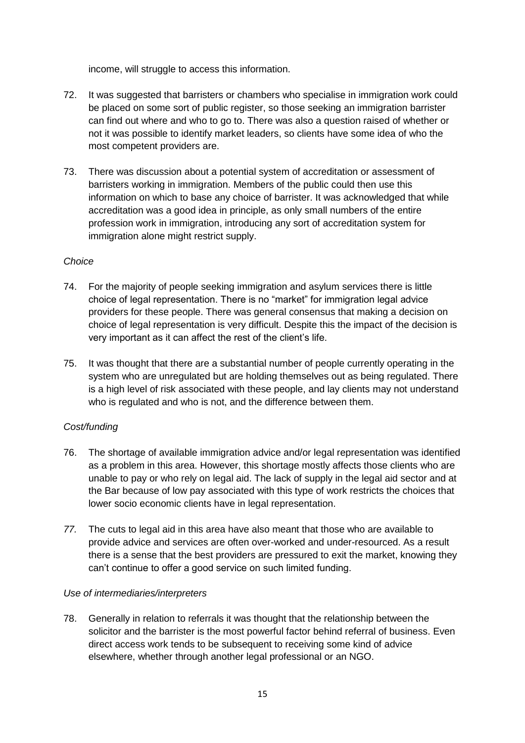income, will struggle to access this information.

72. It was suggested that barristers or chambers who specialise in immigration work could be placed on some sort of public register, so those seeking an immigration barrister can find out where and who to go to. There was also a question raised of whether or not it was possible to identify market leaders, so clients have some idea of who the most competent providers are.

73. There was discussion about a potential system of accreditation or assessment of barristers working in immigration. Members of the public could then use this information on which to base any choice of barrister. It was acknowledged that while accreditation was a good idea in principle, as only small numbers of the entire profession work in immigration, introducing any sort of accreditation system for immigration alone might restrict supply.

*Choice*

74. For the majority of people seeking immigration and asylum services there is little choice of legal representation. There is no "market" for immigration legal advice providers for these people. There was general consensus that making a decision on choice of legal representation is very difficult. Despite this the impact of the decision is very important as it can affect the rest of the client's life.

75. It was thought that there are a substantial number of people currently operating in the system who are unregulated but are holding themselves out as being regulated. There is a high level of risk associated with these people, and lay clients may not understand who is regulated and who is not, and the difference between them.

*Cost/funding*

76. The shortage of available immigration advice and/or legal representation was identified as a problem in this area. However, this shortage mostly affects those clients who are unable to pay or who rely on legal aid. The lack of supply in the legal aid sector and at the Bar because of low pay associated with this type of work restricts the choices that lower socio economic clients have in legal representation.

*77.* The cuts to legal aid in this area have also meant that those who are available to provide advice and services are often over-worked and under-resourced. As a result there is a sense that the best providers are pressured to exit the market, knowing they can't continue to offer a good service on such limited funding.

*Use of intermediaries/interpreters*

78. Generally in relation to referrals it was thought that the relationship between the solicitor and the barrister is the most powerful factor behind referral of business. Even direct access work tends to be subsequent to receiving some kind of advice elsewhere, whether through another legal professional or an NGO.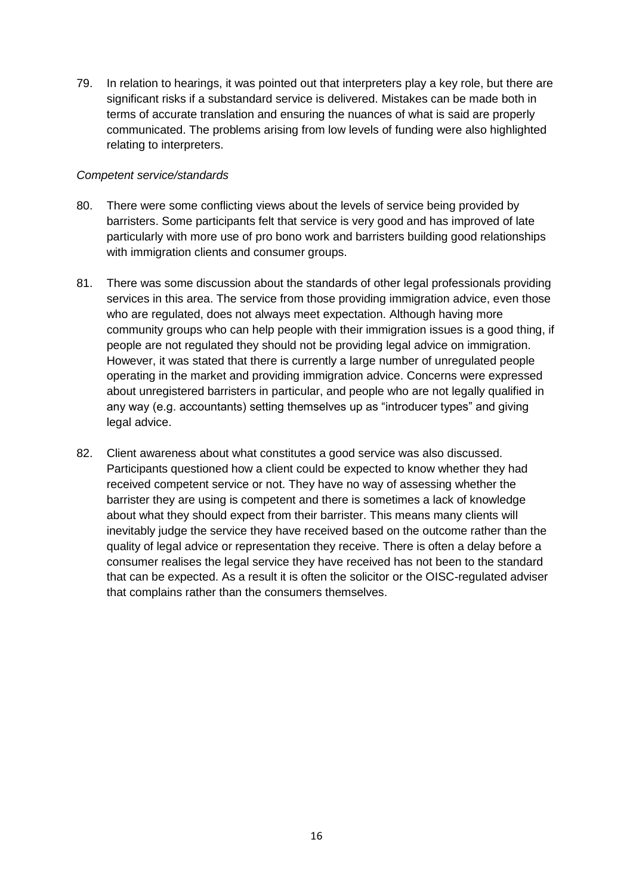79. In relation to hearings, it was pointed out that interpreters play a key role, but there are significant risks if a substandard service is delivered. Mistakes can be made both in terms of accurate translation and ensuring the nuances of what is said are properly communicated. The problems arising from low levels of funding were also highlighted relating to interpreters.

*Competent service/standards*

80. There were some conflicting views about the levels of service being provided by barristers. Some participants felt that service is very good and has improved of late particularly with more use of pro bono work and barristers building good relationships with immigration clients and consumer groups.

81. There was some discussion about the standards of other legal professionals providing services in this area. The service from those providing immigration advice, even those who are regulated, does not always meet expectation. Although having more community groups who can help people with their immigration issues is a good thing, if people are not regulated they should not be providing legal advice on immigration. However, it was stated that there is currently a large number of unregulated people operating in the market and providing immigration advice. Concerns were expressed about unregistered barristers in particular, and people who are not legally qualified in any way (e.g. accountants) setting themselves up as "introducer types" and giving legal advice.

82. Client awareness about what constitutes a good service was also discussed. Participants questioned how a client could be expected to know whether they had received competent service or not. They have no way of assessing whether the barrister they are using is competent and there is sometimes a lack of knowledge about what they should expect from their barrister. This means many clients will inevitably judge the service they have received based on the outcome rather than the quality of legal advice or representation they receive. There is often a delay before a consumer realises the legal service they have received has not been to the standard that can be expected. As a result it is often the solicitor or the OISC-regulated adviser that complains rather than the consumers themselves.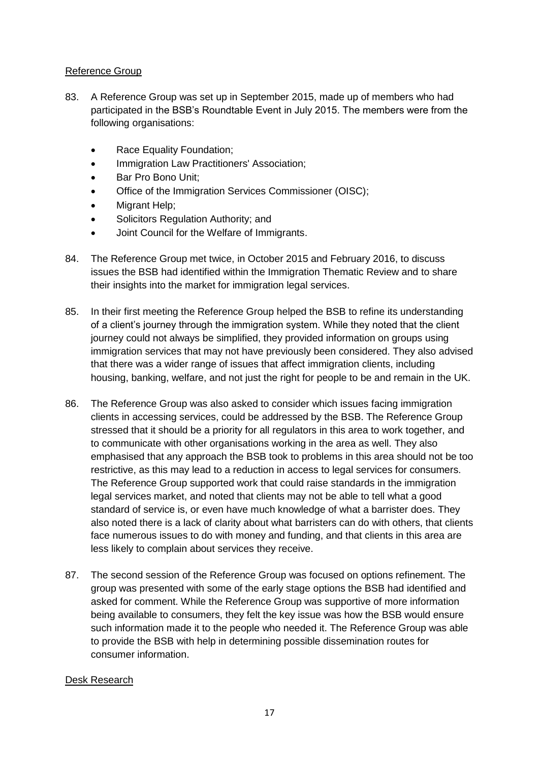Reference Group

83. A Reference Group was set up in September 2015, made up of members who had participated in the BSB's Roundtable Event in July 2015. The members were from the following organisations:

   - Race Equality Foundation;
   - Immigration Law Practitioners' Association;
   - Bar Pro Bono Unit;
   - Office of the Immigration Services Commissioner (OISC);
   - Migrant Help;
   - Solicitors Regulation Authority; and
   - Joint Council for the Welfare of Immigrants.

84. The Reference Group met twice, in October 2015 and February 2016, to discuss issues the BSB had identified within the Immigration Thematic Review and to share their insights into the market for immigration legal services.

85. In their first meeting the Reference Group helped the BSB to refine its understanding of a client's journey through the immigration system. While they noted that the client journey could not always be simplified, they provided information on groups using immigration services that may not have previously been considered. They also advised that there was a wider range of issues that affect immigration clients, including housing, banking, welfare, and not just the right for people to be and remain in the UK.

86. The Reference Group was also asked to consider which issues facing immigration clients in accessing services, could be addressed by the BSB. The Reference Group stressed that it should be a priority for all regulators in this area to work together, and to communicate with other organisations working in the area as well. They also emphasised that any approach the BSB took to problems in this area should not be too restrictive, as this may lead to a reduction in access to legal services for consumers. The Reference Group supported work that could raise standards in the immigration legal services market, and noted that clients may not be able to tell what a good standard of service is, or even have much knowledge of what a barrister does. They also noted there is a lack of clarity about what barristers can do with others, that clients face numerous issues to do with money and funding, and that clients in this area are less likely to complain about services they receive.

87. The second session of the Reference Group was focused on options refinement. The group was presented with some of the early stage options the BSB had identified and asked for comment. While the Reference Group was supportive of more information being available to consumers, they felt the key issue was how the BSB would ensure such information made it to the people who needed it. The Reference Group was able to provide the BSB with help in determining possible dissemination routes for consumer information.

Desk Research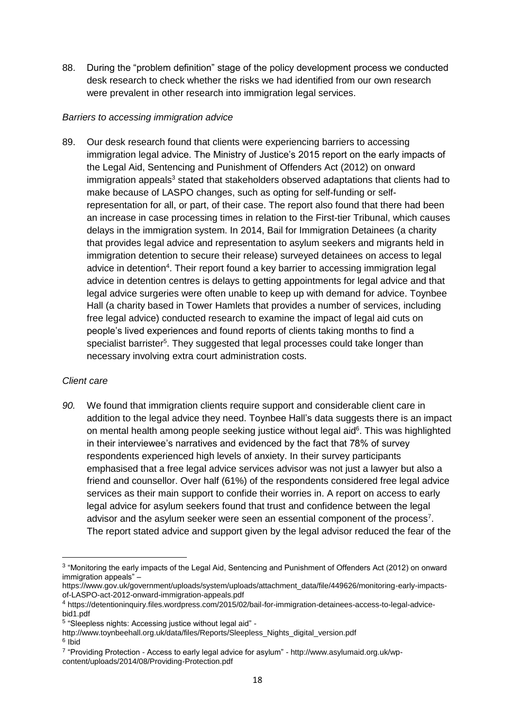88. During the "problem definition" stage of the policy development process we conducted desk research to check whether the risks we had identified from our own research were prevalent in other research into immigration legal services.

*Barriers to accessing immigration advice*

89. Our desk research found that clients were experiencing barriers to accessing immigration legal advice. The Ministry of Justice's 2015 report on the early impacts of the Legal Aid, Sentencing and Punishment of Offenders Act (2012) on onward immigration appeals[3] stated that stakeholders observed adaptations that clients had to make because of LASPO changes, such as opting for self-funding or self-representation for all, or part, of their case. The report also found that there had been an increase in case processing times in relation to the First-tier Tribunal, which causes delays in the immigration system. In 2014, Bail for Immigration Detainees (a charity that provides legal advice and representation to asylum seekers and migrants held in immigration detention to secure their release) surveyed detainees on access to legal advice in detention[4]. Their report found a key barrier to accessing immigration legal advice in detention centres is delays to getting appointments for legal advice and that legal advice surgeries were often unable to keep up with demand for advice. Toynbee Hall (a charity based in Tower Hamlets that provides a number of services, including free legal advice) conducted research to examine the impact of legal aid cuts on people's lived experiences and found reports of clients taking months to find a specialist barrister[5]. They suggested that legal processes could take longer than necessary involving extra court administration costs.

*Client care*

*90.* We found that immigration clients require support and considerable client care in addition to the legal advice they need. Toynbee Hall's data suggests there is an impact on mental health among people seeking justice without legal aid[6]. This was highlighted in their interviewee's narratives and evidenced by the fact that 78% of survey respondents experienced high levels of anxiety. In their survey participants emphasised that a free legal advice services advisor was not just a lawyer but also a friend and counsellor. Over half (61%) of the respondents considered free legal advice services as their main support to confide their worries in. A report on access to early legal advice for asylum seekers found that trust and confidence between the legal advisor and the asylum seeker were seen an essential component of the process[7]. The report stated advice and support given by the legal advisor reduced the fear of the

---

[3] "Monitoring the early impacts of the Legal Aid, Sentencing and Punishment of Offenders Act (2012) on onward immigration appeals" – https://www.gov.uk/government/uploads/system/uploads/attachment_data/file/449626/monitoring-early-impacts-of-LASPO-act-2012-onward-immigration-appeals.pdf

[4] https://detentioninquiry.files.wordpress.com/2015/02/bail-for-immigration-detainees-access-to-legal-advice-bid1.pdf

[5] "Sleepless nights: Accessing justice without legal aid" - http://www.toynbeehall.org.uk/data/files/Reports/Sleepless_Nights_digital_version.pdf

[6] Ibid

[7] "Providing Protection - Access to early legal advice for asylum" - http://www.asylumaid.org.uk/wp-content/uploads/2014/08/Providing-Protection.pdf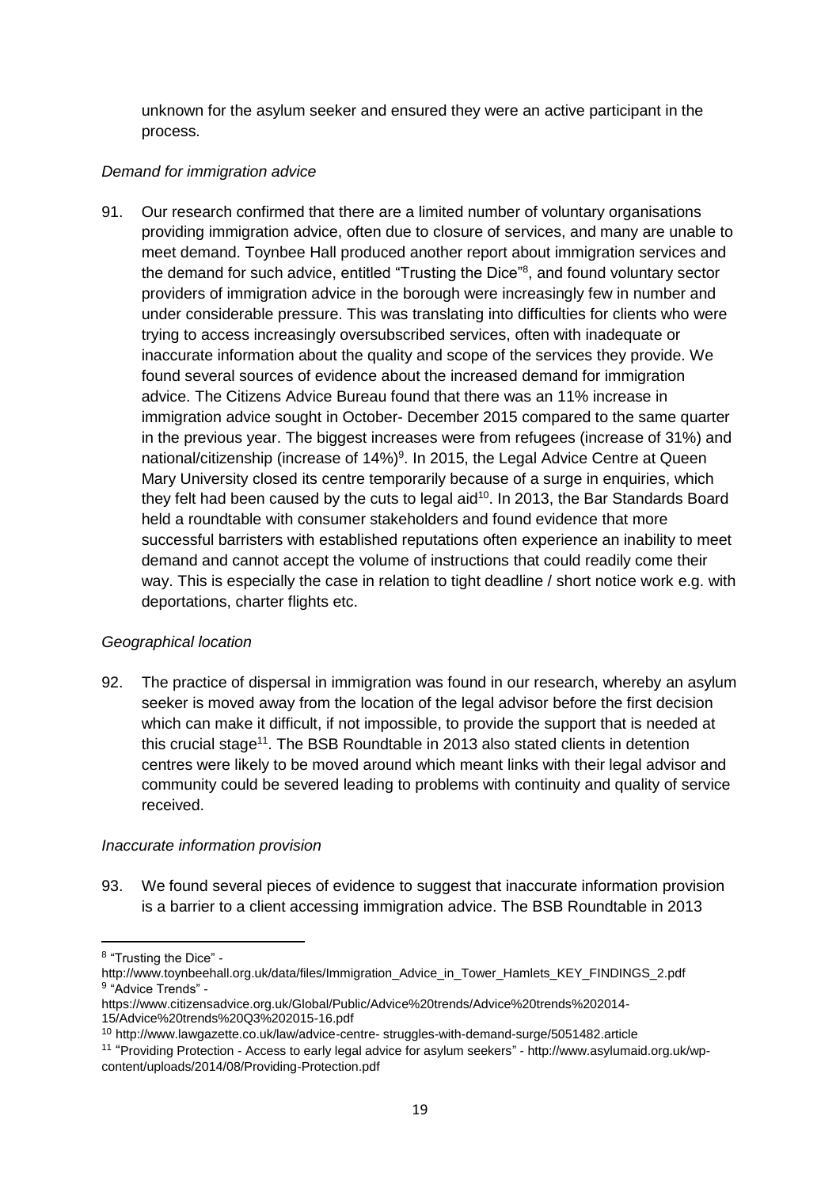unknown for the asylum seeker and ensured they were an active participant in the process.

*Demand for immigration advice*

91. Our research confirmed that there are a limited number of voluntary organisations providing immigration advice, often due to closure of services, and many are unable to meet demand. Toynbee Hall produced another report about immigration services and the demand for such advice, entitled "Trusting the Dice"[8], and found voluntary sector providers of immigration advice in the borough were increasingly few in number and under considerable pressure. This was translating into difficulties for clients who were trying to access increasingly oversubscribed services, often with inadequate or inaccurate information about the quality and scope of the services they provide. We found several sources of evidence about the increased demand for immigration advice. The Citizens Advice Bureau found that there was an 11% increase in immigration advice sought in October- December 2015 compared to the same quarter in the previous year. The biggest increases were from refugees (increase of 31%) and national/citizenship (increase of 14%)[9]. In 2015, the Legal Advice Centre at Queen Mary University closed its centre temporarily because of a surge in enquiries, which they felt had been caused by the cuts to legal aid[10]. In 2013, the Bar Standards Board held a roundtable with consumer stakeholders and found evidence that more successful barristers with established reputations often experience an inability to meet demand and cannot accept the volume of instructions that could readily come their way. This is especially the case in relation to tight deadline / short notice work e.g. with deportations, charter flights etc.

*Geographical location*

92. The practice of dispersal in immigration was found in our research, whereby an asylum seeker is moved away from the location of the legal advisor before the first decision which can make it difficult, if not impossible, to provide the support that is needed at this crucial stage[11]. The BSB Roundtable in 2013 also stated clients in detention centres were likely to be moved around which meant links with their legal advisor and community could be severed leading to problems with continuity and quality of service received.

*Inaccurate information provision*

93. We found several pieces of evidence to suggest that inaccurate information provision is a barrier to a client accessing immigration advice. The BSB Roundtable in 2013

---

[8] "Trusting the Dice" - http://www.toynbeehall.org.uk/data/files/Immigration_Advice_in_Tower_Hamlets_KEY_FINDINGS_2.pdf

[9] "Advice Trends" - https://www.citizensadvice.org.uk/Global/Public/Advice%20trends/Advice%20trends%202014-15/Advice%20trends%20Q3%202015-16.pdf

[10] http://www.lawgazette.co.uk/law/advice-centre- struggles-with-demand-surge/5051482.article

[11] "Providing Protection - Access to early legal advice for asylum seekers" - http://www.asylumaid.org.uk/wp-content/uploads/2014/08/Providing-Protection.pdf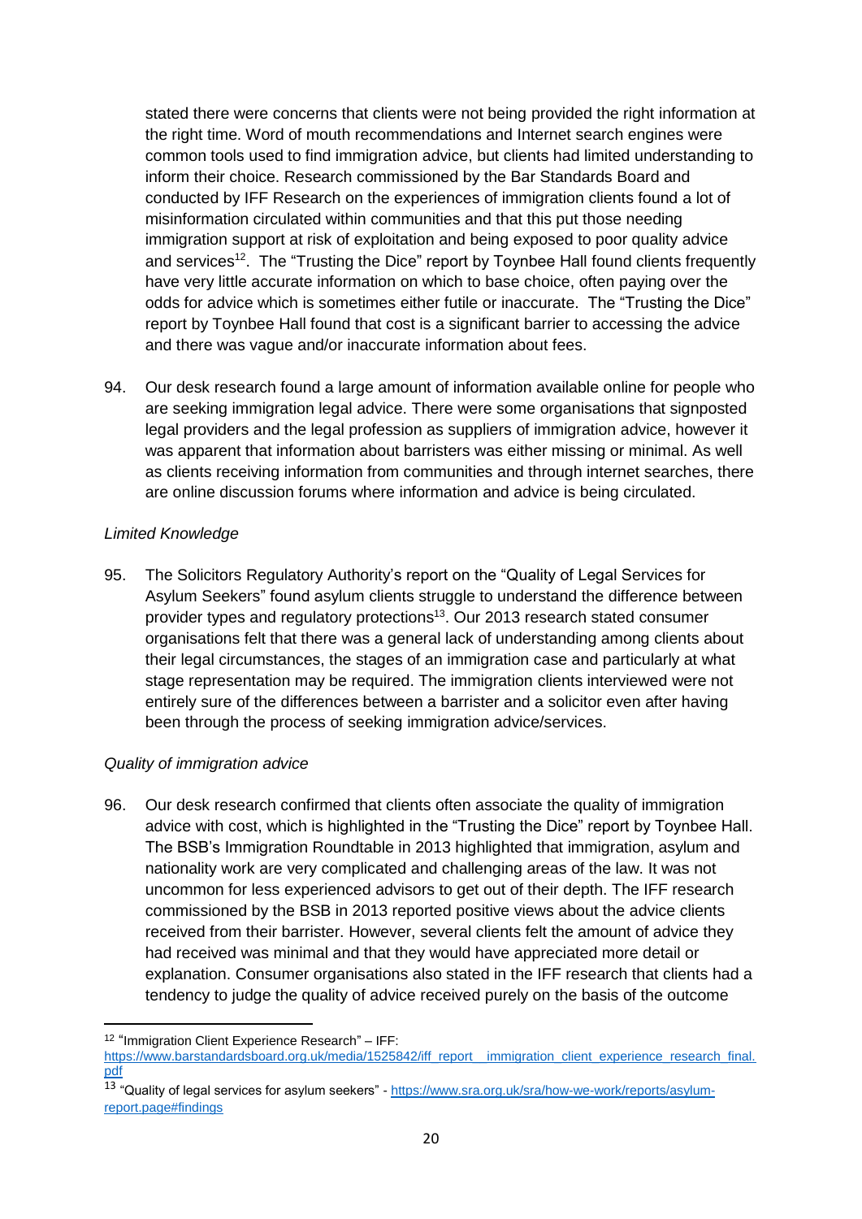stated there were concerns that clients were not being provided the right information at the right time. Word of mouth recommendations and Internet search engines were common tools used to find immigration advice, but clients had limited understanding to inform their choice. Research commissioned by the Bar Standards Board and conducted by IFF Research on the experiences of immigration clients found a lot of misinformation circulated within communities and that this put those needing immigration support at risk of exploitation and being exposed to poor quality advice and services[12]. The "Trusting the Dice" report by Toynbee Hall found clients frequently have very little accurate information on which to base choice, often paying over the odds for advice which is sometimes either futile or inaccurate. The "Trusting the Dice" report by Toynbee Hall found that cost is a significant barrier to accessing the advice and there was vague and/or inaccurate information about fees.

94. Our desk research found a large amount of information available online for people who are seeking immigration legal advice. There were some organisations that signposted legal providers and the legal profession as suppliers of immigration advice, however it was apparent that information about barristers was either missing or minimal. As well as clients receiving information from communities and through internet searches, there are online discussion forums where information and advice is being circulated.

*Limited Knowledge*

95. The Solicitors Regulatory Authority's report on the "Quality of Legal Services for Asylum Seekers" found asylum clients struggle to understand the difference between provider types and regulatory protections[13]. Our 2013 research stated consumer organisations felt that there was a general lack of understanding among clients about their legal circumstances, the stages of an immigration case and particularly at what stage representation may be required. The immigration clients interviewed were not entirely sure of the differences between a barrister and a solicitor even after having been through the process of seeking immigration advice/services.

*Quality of immigration advice*

96. Our desk research confirmed that clients often associate the quality of immigration advice with cost, which is highlighted in the "Trusting the Dice" report by Toynbee Hall. The BSB's Immigration Roundtable in 2013 highlighted that immigration, asylum and nationality work are very complicated and challenging areas of the law. It was not uncommon for less experienced advisors to get out of their depth. The IFF research commissioned by the BSB in 2013 reported positive views about the advice clients received from their barrister. However, several clients felt the amount of advice they had received was minimal and that they would have appreciated more detail or explanation. Consumer organisations also stated in the IFF research that clients had a tendency to judge the quality of advice received purely on the basis of the outcome

---

[12] "Immigration Client Experience Research" – IFF: https://www.barstandardsboard.org.uk/media/1525842/iff_report__immigration_client_experience_research_final.pdf

[13] "Quality of legal services for asylum seekers" - https://www.sra.org.uk/sra/how-we-work/reports/asylum-report.page#findings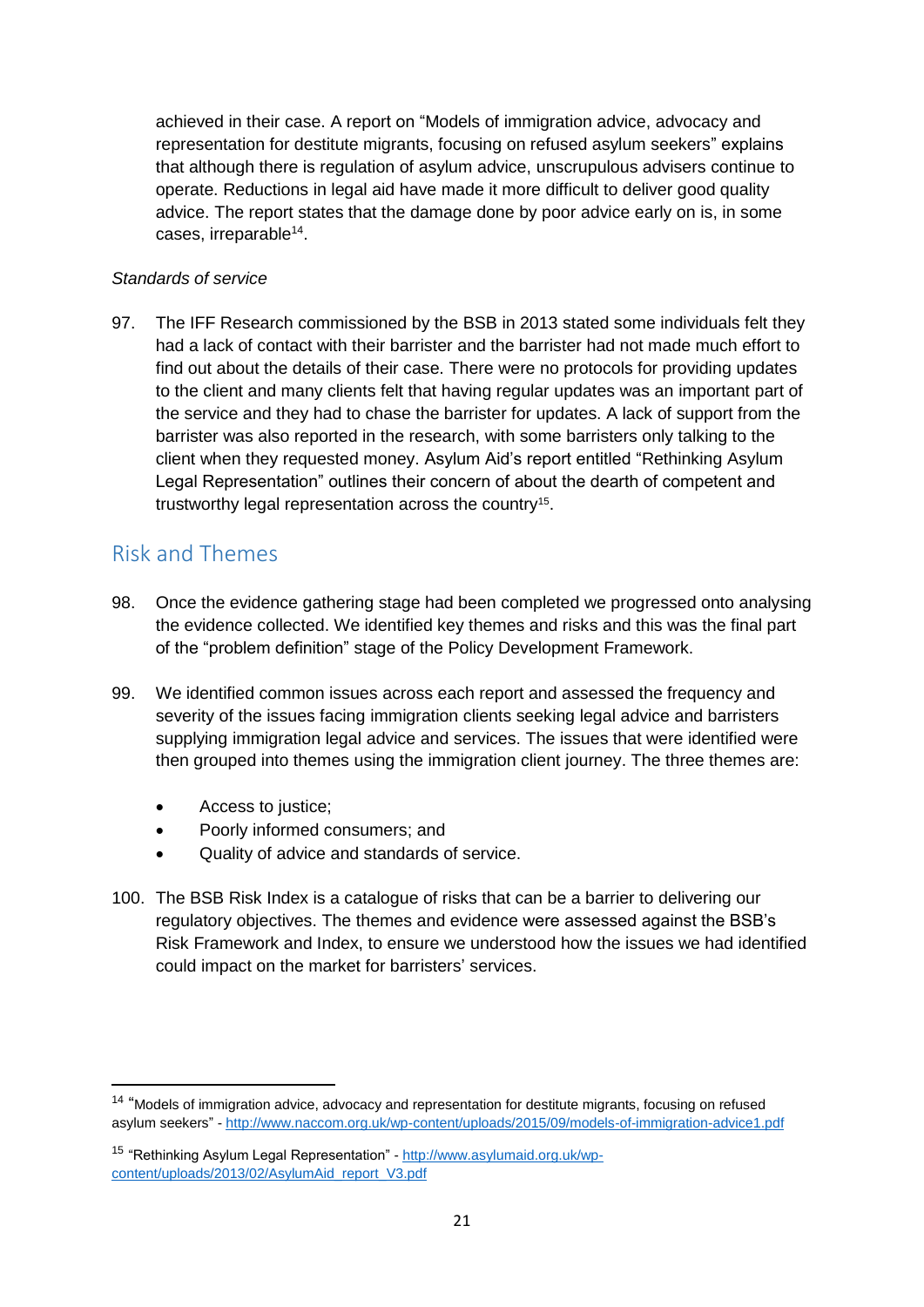achieved in their case. A report on "Models of immigration advice, advocacy and representation for destitute migrants, focusing on refused asylum seekers" explains that although there is regulation of asylum advice, unscrupulous advisers continue to operate. Reductions in legal aid have made it more difficult to deliver good quality advice. The report states that the damage done by poor advice early on is, in some cases, irreparable[14].

*Standards of service*

97. The IFF Research commissioned by the BSB in 2013 stated some individuals felt they had a lack of contact with their barrister and the barrister had not made much effort to find out about the details of their case. There were no protocols for providing updates to the client and many clients felt that having regular updates was an important part of the service and they had to chase the barrister for updates. A lack of support from the barrister was also reported in the research, with some barristers only talking to the client when they requested money. Asylum Aid's report entitled "Rethinking Asylum Legal Representation" outlines their concern of about the dearth of competent and trustworthy legal representation across the country[15].

## Risk and Themes

98. Once the evidence gathering stage had been completed we progressed onto analysing the evidence collected. We identified key themes and risks and this was the final part of the "problem definition" stage of the Policy Development Framework.

99. We identified common issues across each report and assessed the frequency and severity of the issues facing immigration clients seeking legal advice and barristers supplying immigration legal advice and services. The issues that were identified were then grouped into themes using the immigration client journey. The three themes are:

- Access to justice;
- Poorly informed consumers; and
- Quality of advice and standards of service.

100. The BSB Risk Index is a catalogue of risks that can be a barrier to delivering our regulatory objectives. The themes and evidence were assessed against the BSB's Risk Framework and Index, to ensure we understood how the issues we had identified could impact on the market for barristers' services.

---

[14] "Models of immigration advice, advocacy and representation for destitute migrants, focusing on refused asylum seekers" - http://www.naccom.org.uk/wp-content/uploads/2015/09/models-of-immigration-advice1.pdf

[15] "Rethinking Legal Representation" - http://www.asylumaid.org.uk/wp-content/uploads/2013/02/AsylumAid_report_V3.pdf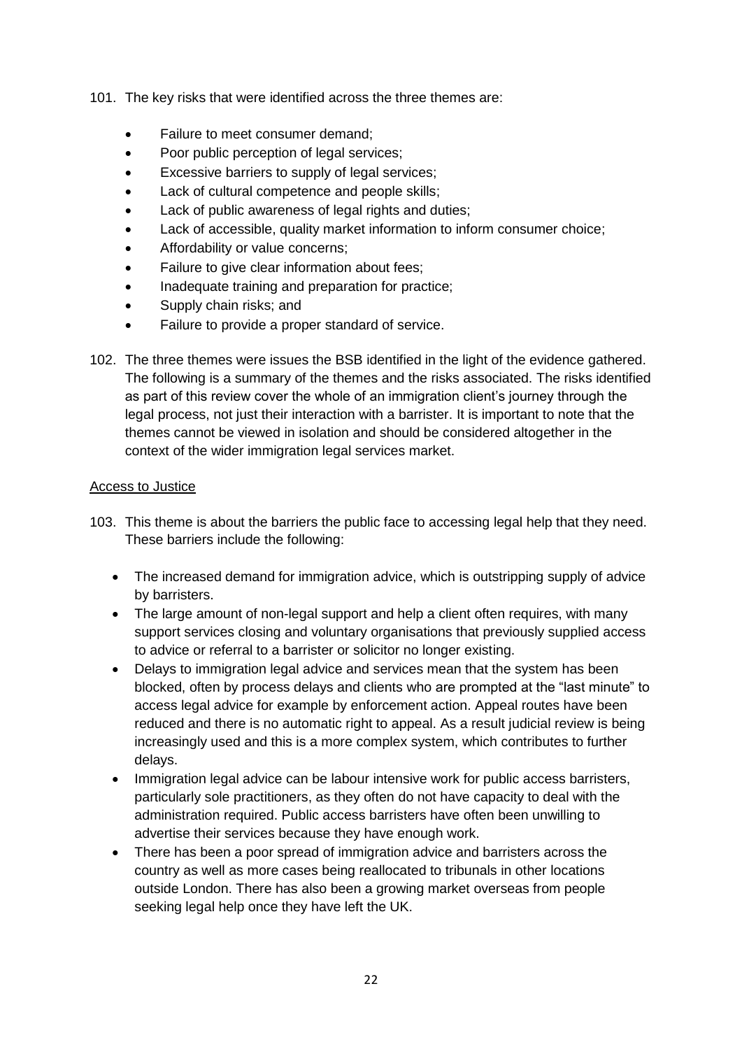101. The key risks that were identified across the three themes are:

- Failure to meet consumer demand;
- Poor public perception of legal services;
- Excessive barriers to supply of legal services;
- Lack of cultural competence and people skills;
- Lack of public awareness of legal rights and duties;
- Lack of accessible, quality market information to inform consumer choice;
- Affordability or value concerns;
- Failure to give clear information about fees;
- Inadequate training and preparation for practice;
- Supply chain risks; and
- Failure to provide a proper standard of service.

102. The three themes were issues the BSB identified in the light of the evidence gathered. The following is a summary of the themes and the risks associated. The risks identified as part of this review cover the whole of an immigration client's journey through the legal process, not just their interaction with a barrister. It is important to note that the themes cannot be viewed in isolation and should be considered altogether in the context of the wider immigration legal services market.

<u>Access to Justice</u>

103. This theme is about the barriers the public face to accessing legal help that they need. These barriers include the following:

- The increased demand for immigration advice, which is outstripping supply of advice by barristers.
- The large amount of non-legal support and help a client often requires, with many support services closing and voluntary organisations that previously supplied access to advice or referral to a barrister or solicitor no longer existing.
- Delays to immigration legal advice and services mean that the system has been blocked, often by process delays and clients who are prompted at the "last minute" to access legal advice for example by enforcement action. Appeal routes have been reduced and there is no automatic right to appeal. As a result judicial review is being increasingly used and this is a more complex system, which contributes to further delays.
- Immigration legal advice can be labour intensive work for public access barristers, particularly sole practitioners, as they often do not have capacity to deal with the administration required. Public access barristers have often been unwilling to advertise their services because they have enough work.
- There has been a poor spread of immigration advice and barristers across the country as well as more cases being reallocated to tribunals in other locations outside London. There has also been a growing market overseas from people seeking legal help once they have left the UK.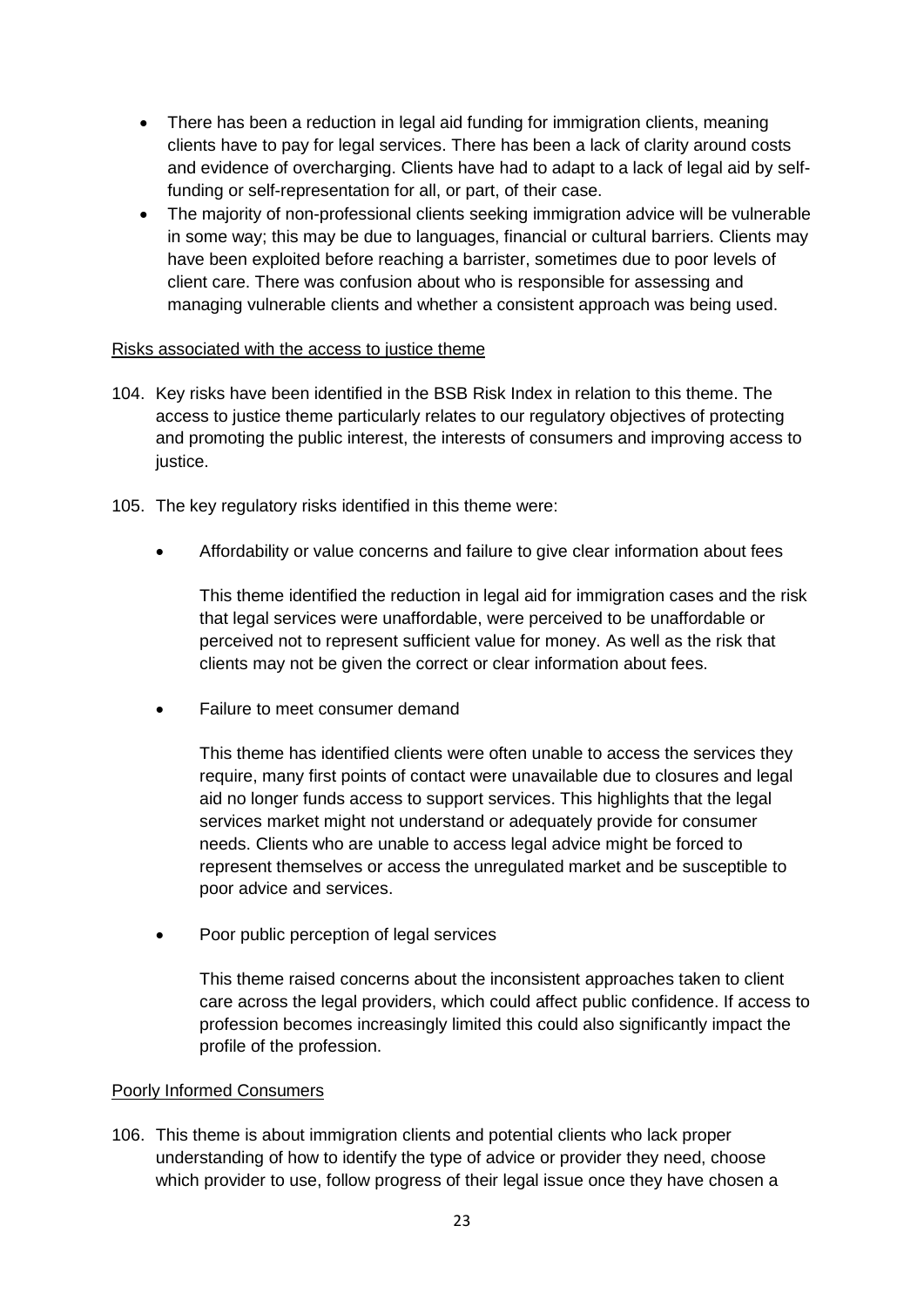- There has been a reduction in legal aid funding for immigration clients, meaning clients have to pay for legal services. There has been a lack of clarity around costs and evidence of overcharging. Clients have had to adapt to a lack of legal aid by self-funding or self-representation for all, or part, of their case.
- The majority of non-professional clients seeking immigration advice will be vulnerable in some way; this may be due to languages, financial or cultural barriers. Clients may have been exploited before reaching a barrister, sometimes due to poor levels of client care. There was confusion about who is responsible for assessing and managing vulnerable clients and whether a consistent approach was being used.

<u>Risks associated with the access to justice theme</u>

104. Key risks have been identified in the BSB Risk Index in relation to this theme. The access to justice theme particularly relates to our regulatory objectives of protecting and promoting the public interest, the interests of consumers and improving access to justice.

105. The key regulatory risks identified in this theme were:

- Affordability or value concerns and failure to give clear information about fees

  This theme identified the reduction in legal aid for immigration cases and the risk that legal services were unaffordable, were perceived to be unaffordable or perceived not to represent sufficient value for money. As well as the risk that clients may not be given the correct or clear information about fees.

- Failure to meet consumer demand

  This theme has identified clients were often unable to access the services they require, many first points of contact were unavailable due to closures and legal aid no longer funds access to support services. This highlights that the legal services market might not understand or adequately provide for consumer needs. Clients who are unable to access legal advice might be forced to represent themselves or access the unregulated market and be susceptible to poor advice and services.

- Poor public perception of legal services

  This theme raised concerns about the inconsistent approaches taken to client care across the legal providers, which could affect public confidence. If access to profession becomes increasingly limited this could also significantly impact the profile of the profession.

<u>Poorly Informed Consumers</u>

106. This theme is about immigration clients and potential clients who lack proper understanding of how to identify the type of advice or provider they need, choose which provider to use, follow progress of their legal issue once they have chosen a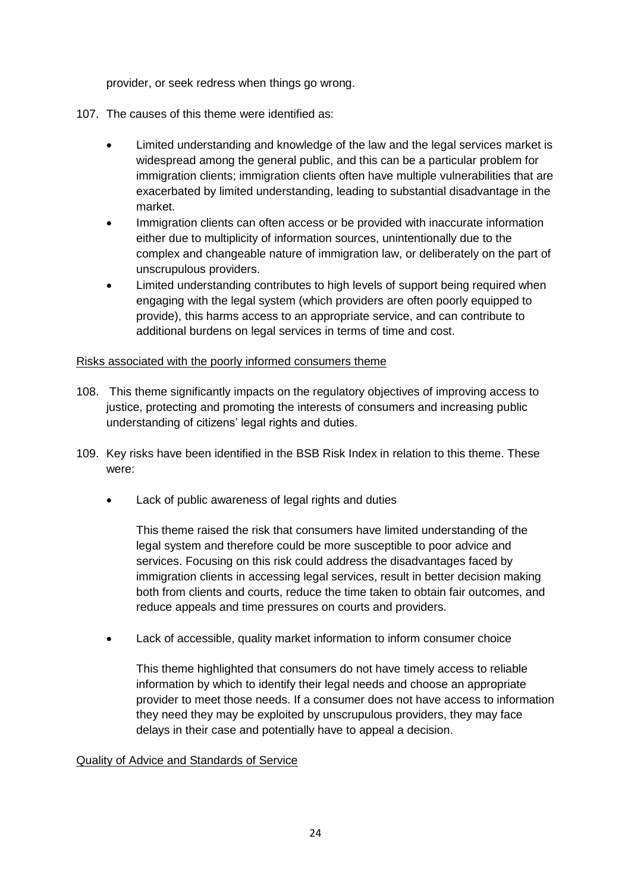provider, or seek redress when things go wrong.

107. The causes of this theme were identified as:

- Limited understanding and knowledge of the law and the legal services market is widespread among the general public, and this can be a particular problem for immigration clients; immigration clients often have multiple vulnerabilities that are exacerbated by limited understanding, leading to substantial disadvantage in the market.
- Immigration clients can often access or be provided with inaccurate information either due to multiplicity of information sources, unintentionally due to the complex and changeable nature of immigration law, or deliberately on the part of unscrupulous providers.
- Limited understanding contributes to high levels of support being required when engaging with the legal system (which providers are often poorly equipped to provide), this harms access to an appropriate service, and can contribute to additional burdens on legal services in terms of time and cost.

<u>Risks associated with the poorly informed consumers theme</u>

108. This theme significantly impacts on the regulatory objectives of improving access to justice, protecting and promoting the interests of consumers and increasing public understanding of citizens' legal rights and duties.

109. Key risks have been identified in the BSB Risk Index in relation to this theme. These were:

- Lack of public awareness of legal rights and duties

  This theme raised the risk that consumers have limited understanding of the legal system and therefore could be more susceptible to poor advice and services. Focusing on this risk could address the disadvantages faced by immigration clients in accessing legal services, result in better decision making both from clients and courts, reduce the time taken to obtain fair outcomes, and reduce appeals and time pressures on courts and providers.

- Lack of accessible, quality market information to inform consumer choice

  This theme highlighted that consumers do not have timely access to reliable information by which to identify their legal needs and choose an appropriate provider to meet those needs. If a consumer does not have access to information they need they may be exploited by unscrupulous providers, they may face delays in their case and potentially have to appeal a decision.

<u>Quality of Advice and Standards of Service</u>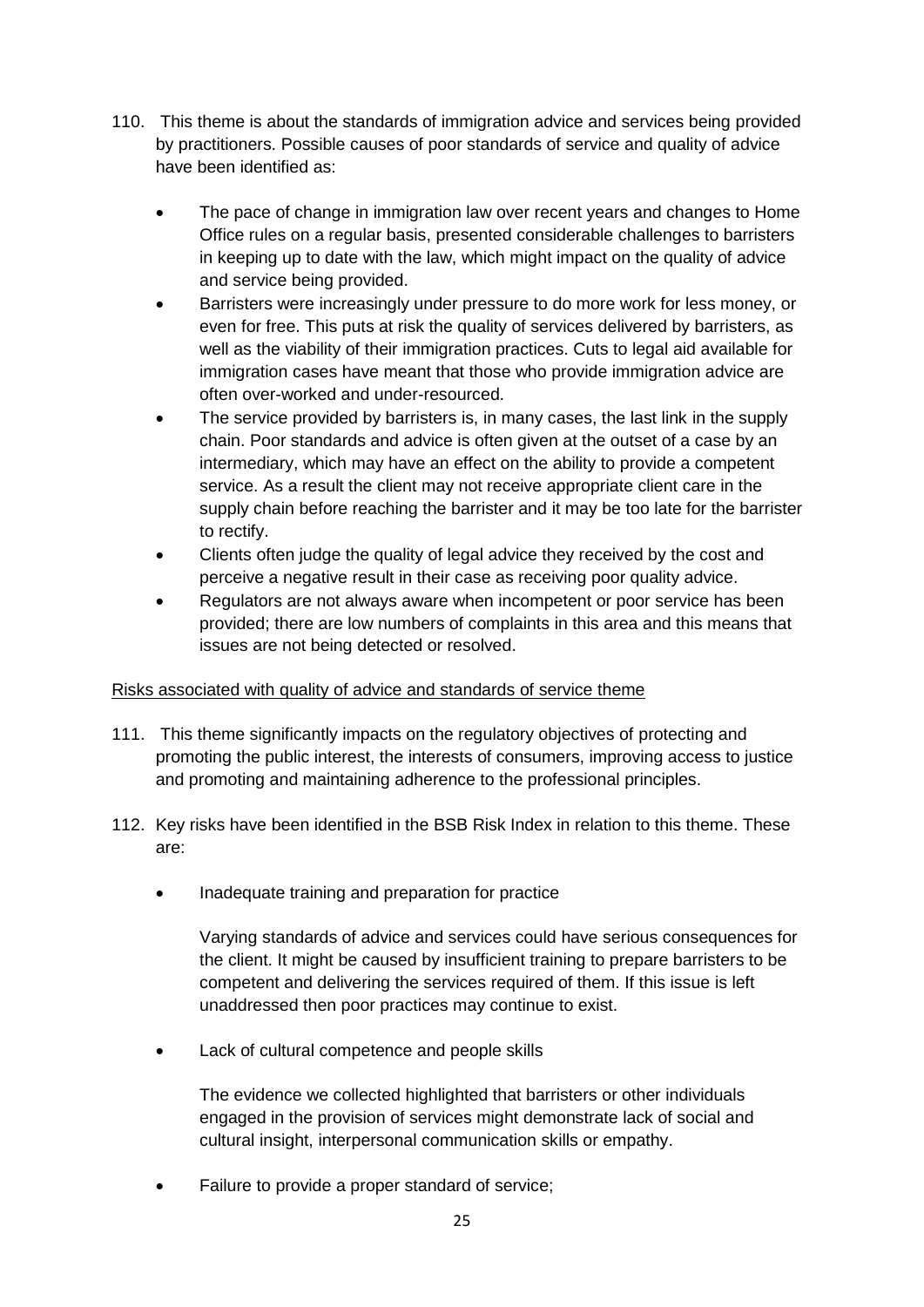110. This theme is about the standards of immigration advice and services being provided by practitioners. Possible causes of poor standards of service and quality of advice have been identified as:

- The pace of change in immigration law over recent years and changes to Home Office rules on a regular basis, presented considerable challenges to barristers in keeping up to date with the law, which might impact on the quality of advice and service being provided.
- Barristers were increasingly under pressure to do more work for less money, or even for free. This puts at risk the quality of services delivered by barristers, as well as the viability of their immigration practices. Cuts to legal aid available for immigration cases have meant that those who provide immigration advice are often over-worked and under-resourced.
- The service provided by barristers is, in many cases, the last link in the supply chain. Poor standards and advice is often given at the outset of a case by an intermediary, which may have an effect on the ability to provide a competent service. As a result the client may not receive appropriate client care in the supply chain before reaching the barrister and it may be too late for the barrister to rectify.
- Clients often judge the quality of legal advice they received by the cost and perceive a negative result in their case as receiving poor quality advice.
- Regulators are not always aware when incompetent or poor service has been provided; there are low numbers of complaints in this area and this means that issues are not being detected or resolved.

<u>Risks associated with quality of advice and standards of service theme</u>

111. This theme significantly impacts on the regulatory objectives of protecting and promoting the public interest, the interests of consumers, improving access to justice and promoting and maintaining adherence to the professional principles.

112. Key risks have been identified in the BSB Risk Index in relation to this theme. These are:

- Inadequate training and preparation for practice

  Varying standards of advice and services could have serious consequences for the client. It might be caused by insufficient training to prepare barristers to be competent and delivering the services required of them. If this issue is left unaddressed then poor practices may continue to exist.

- Lack of cultural competence and people skills

  The evidence we collected highlighted that barristers or other individuals engaged in the provision of services might demonstrate lack of social and cultural insight, interpersonal communication skills or empathy.

- Failure to provide a proper standard of service;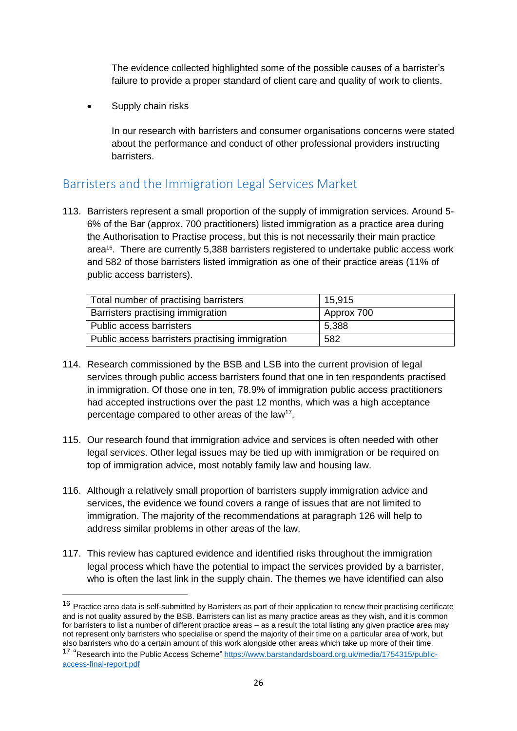The evidence collected highlighted some of the possible causes of a barrister's failure to provide a proper standard of client care and quality of work to clients.

- Supply chain risks

  In our research with barristers and consumer organisations concerns were stated about the performance and conduct of other professional providers instructing barristers.

## Barristers and the Immigration Legal Services Market

113. Barristers represent a small proportion of the supply of immigration services. Around 5-6% of the Bar (approx. 700 practitioners) listed immigration as a practice area during the Authorisation to Practise process, but this is not necessarily their main practice area[16]. There are currently 5,388 barristers registered to undertake public access work and 582 of those barristers listed immigration as one of their practice areas (11% of public access barristers).

| Total number of practising barristers | 15,915 |
|---|---|
| Barristers practising immigration | Approx 700 |
| Public access barristers | 5,388 |
| Public access barristers practising immigration | 582 |

114. Research commissioned by the BSB and LSB into the current provision of legal services through public access barristers found that one in ten respondents practised in immigration. Of those one in ten, 78.9% of immigration public access practitioners had accepted instructions over the past 12 months, which was a high acceptance percentage compared to other areas of the law[17].

115. Our research found that immigration advice and services is often needed with other legal services. Other legal issues may be tied up with immigration or be required on top of immigration advice, most notably family law and housing law.

116. Although a relatively small proportion of barristers supply immigration advice and services, the evidence we found covers a range of issues that are not limited to immigration. The majority of the recommendations at paragraph 126 will help to address similar problems in other areas of the law.

117. This review has captured evidence and identified risks throughout the immigration legal process which have the potential to impact the services provided by a barrister, who is often the last link in the supply chain. The themes we have identified can also

---

[16] Practice area data is self-submitted by Barristers as part of their application to renew their practising certificate and is not quality assured by the BSB. Barristers can list as many practice areas as they wish, and it is common for barristers to list a number of different practice areas – as a result the total listing any given practice area may not represent only barristers who specialise or spend the majority of their time on a particular area of work, but also barristers who do a certain amount of this work alongside other areas which take up more of their time.

[17] "Research into the Public Access Scheme" https://www.barstandardsboard.org.uk/media/1754315/public-access-final-report.pdf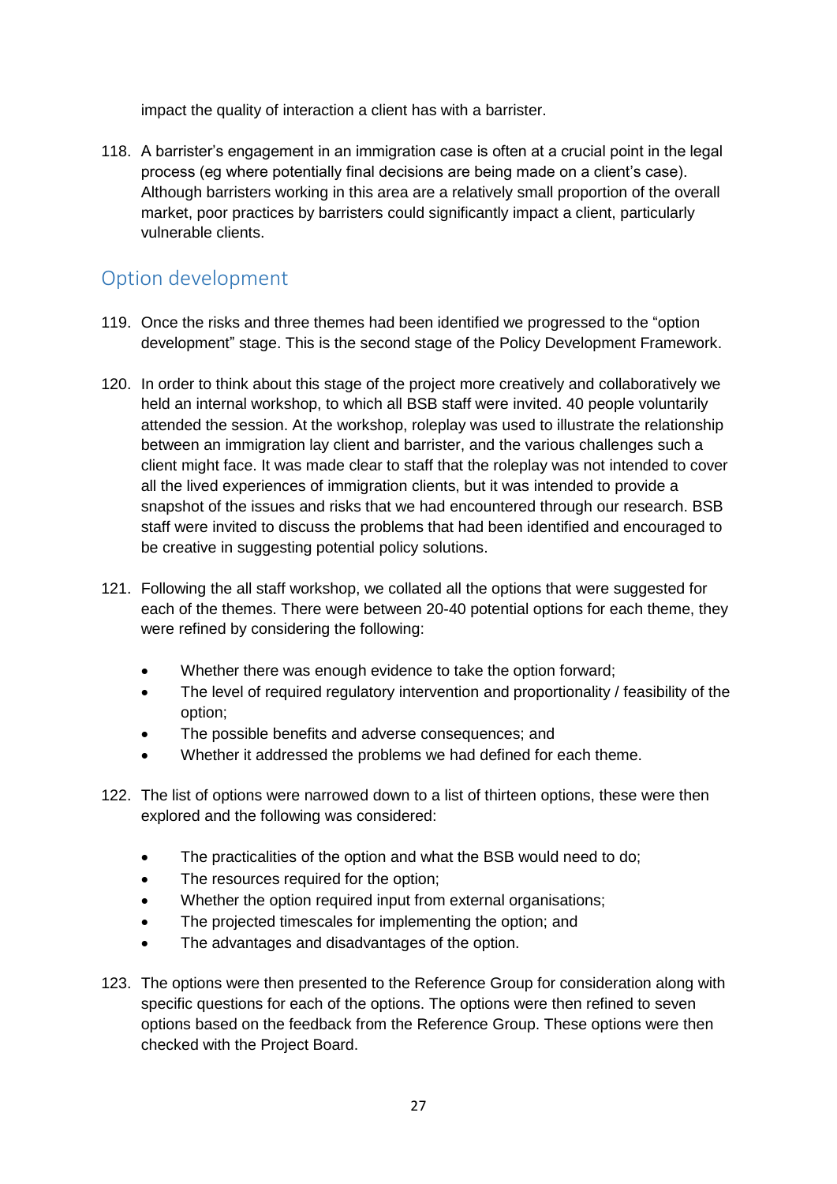impact the quality of interaction a client has with a barrister.

118. A barrister's engagement in an immigration case is often at a crucial point in the legal process (eg where potentially final decisions are being made on a client's case). Although barristers working in this area are a relatively small proportion of the overall market, poor practices by barristers could significantly impact a client, particularly vulnerable clients.

## Option development

119. Once the risks and three themes had been identified we progressed to the "option development" stage. This is the second stage of the Policy Development Framework.

120. In order to think about this stage of the project more creatively and collaboratively we held an internal workshop, to which all BSB staff were invited. 40 people voluntarily attended the session. At the workshop, roleplay was used to illustrate the relationship between an immigration lay client and barrister, and the various challenges such a client might face. It was made clear to staff that the roleplay was not intended to cover all the lived experiences of immigration clients, but it was intended to provide a snapshot of the issues and risks that we had encountered through our research. BSB staff were invited to discuss the problems that had been identified and encouraged to be creative in suggesting potential policy solutions.

121. Following the all staff workshop, we collated all the options that were suggested for each of the themes. There were between 20-40 potential options for each theme, they were refined by considering the following:

   - Whether there was enough evidence to take the option forward;
   - The level of required regulatory intervention and proportionality / feasibility of the option;
   - The possible benefits and adverse consequences; and
   - Whether it addressed the problems we had defined for each theme.

122. The list of options were narrowed down to a list of thirteen options, these were then explored and the following was considered:

   - The practicalities of the option and what the BSB would need to do;
   - The resources required for the option;
   - Whether the option required input from external organisations;
   - The projected timescales for implementing the option; and
   - The advantages and disadvantages of the option.

123. The options were then presented to the Reference Group for consideration along with specific questions for each of the options. The options were then refined to seven options based on the feedback from the Reference Group. These options were then checked with the Project Board.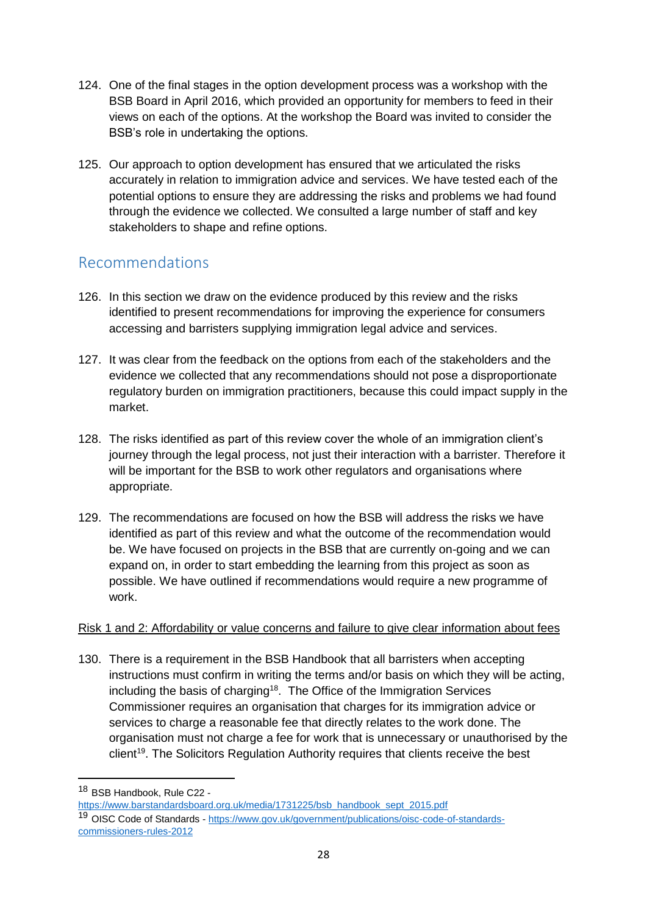124. One of the final stages in the option development process was a workshop with the BSB Board in April 2016, which provided an opportunity for members to feed in their views on each of the options. At the workshop the Board was invited to consider the BSB's role in undertaking the options.

125. Our approach to option development has ensured that we articulated the risks accurately in relation to immigration advice and services. We have tested each of the potential options to ensure they are addressing the risks and problems we had found through the evidence we collected. We consulted a large number of staff and key stakeholders to shape and refine options.

## Recommendations

126. In this section we draw on the evidence produced by this review and the risks identified to present recommendations for improving the experience for consumers accessing and barristers supplying immigration legal advice and services.

127. It was clear from the feedback on the options from each of the stakeholders and the evidence we collected that any recommendations should not pose a disproportionate regulatory burden on immigration practitioners, because this could impact supply in the market.

128. The risks identified as part of this review cover the whole of an immigration client's journey through the legal process, not just their interaction with a barrister. Therefore it will be important for the BSB to work other regulators and organisations where appropriate.

129. The recommendations are focused on how the BSB will address the risks we have identified as part of this review and what the outcome of the recommendation would be. We have focused on projects in the BSB that are currently on-going and we can expand on, in order to start embedding the learning from this project as soon as possible. We have outlined if recommendations would require a new programme of work.

<u>Risk 1 and 2: Affordability or value concerns and failure to give clear information about fees</u>

130. There is a requirement in the BSB Handbook that all barristers when accepting instructions must confirm in writing the terms and/or basis on which they will be acting, including the basis of charging[18]. The Office of the Immigration Services Commissioner requires an organisation that charges for its immigration advice or services to charge a reasonable fee that directly relates to the work done. The organisation must not charge a fee for work that is unnecessary or unauthorised by the client[19]. The Solicitors Regulation Authority requires that clients receive the best

---

[18] BSB Handbook, Rule C22 - https://www.barstandardsboard.org.uk/media/1731225/bsb_handbook_sept_2015.pdf

[19] OISC Code of Standards - https://www.gov.uk/government/publications/oisc-code-of-standards-commissioners-rules-2012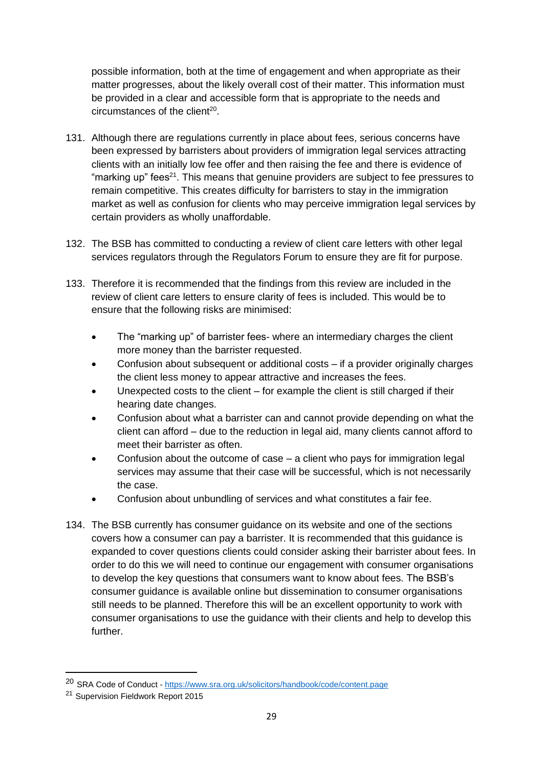possible information, both at the time of engagement and when appropriate as their matter progresses, about the likely overall cost of their matter. This information must be provided in a clear and accessible form that is appropriate to the needs and circumstances of the client[20].

131. Although there are regulations currently in place about fees, serious concerns have been expressed by barristers about providers of immigration legal services attracting clients with an initially low fee offer and then raising the fee and there is evidence of "marking up" fees[21]. This means that genuine providers are subject to fee pressures to remain competitive. This creates difficulty for barristers to stay in the immigration market as well as confusion for clients who may perceive immigration legal services by certain providers as wholly unaffordable.

132. The BSB has committed to conducting a review of client care letters with other legal services regulators through the Regulators Forum to ensure they are fit for purpose.

133. Therefore it is recommended that the findings from this review are included in the review of client care letters to ensure clarity of fees is included. This would be to ensure that the following risks are minimised:

    - The "marking up" of barrister fees- where an intermediary charges the client more money than the barrister requested.
    - Confusion about subsequent or additional costs – if a provider originally charges the client less money to appear attractive and increases the fees.
    - Unexpected costs to the client – for example the client is still charged if their hearing date changes.
    - Confusion about what a barrister can and cannot provide depending on what the client can afford – due to the reduction in legal aid, many clients cannot afford to meet their barrister as often.
    - Confusion about the outcome of case – a client who pays for immigration legal services may assume that their case will be successful, which is not necessarily the case.
    - Confusion about unbundling of services and what constitutes a fair fee.

134. The BSB currently has consumer guidance on its website and one of the sections covers how a consumer can pay a barrister. It is recommended that this guidance is expanded to cover questions clients could consider asking their barrister about fees. In order to do this we will need to continue our engagement with consumer organisations to develop the key questions that consumers want to know about fees. The BSB's consumer guidance is available online but dissemination to consumer organisations still needs to be planned. Therefore this will be an excellent opportunity to work with consumer organisations to use the guidance with their clients and help to develop this further.

---

[20] SRA Code of Conduct - https://www.sra.org.uk/solicitors/handbook/code/content.page

[21] Supervision Fieldwork Report 2015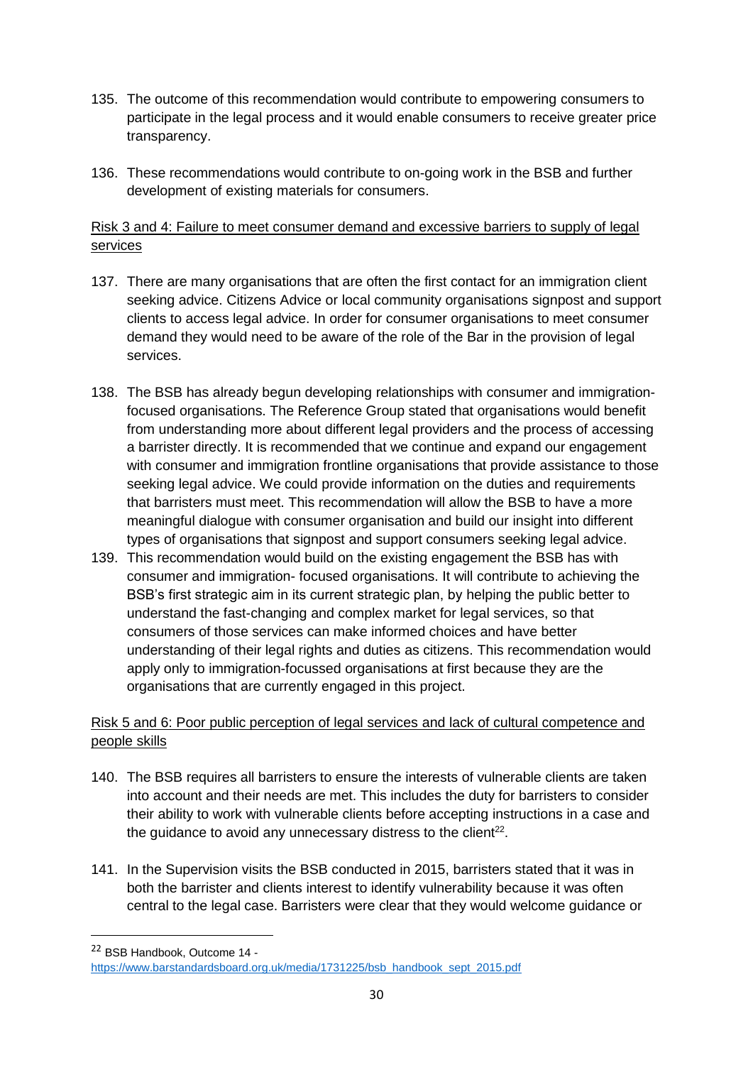135. The outcome of this recommendation would contribute to empowering consumers to participate in the legal process and it would enable consumers to receive greater price transparency.

136. These recommendations would contribute to on-going work in the BSB and further development of existing materials for consumers.

<u>Risk 3 and 4: Failure to meet consumer demand and excessive barriers to supply of legal services</u>

137. There are many organisations that are often the first contact for an immigration client seeking advice. Citizens Advice or local community organisations signpost and support clients to access legal advice. In order for consumer organisations to meet consumer demand they would need to be aware of the role of the Bar in the provision of legal services.

138. The BSB has already begun developing relationships with consumer and immigration-focused organisations. The Reference Group stated that organisations would benefit from understanding more about different legal providers and the process of accessing a barrister directly. It is recommended that we continue and expand our engagement with consumer and immigration frontline organisations that provide assistance to those seeking legal advice. We could provide information on the duties and requirements that barristers must meet. This recommendation will allow the BSB to have a more meaningful dialogue with consumer organisation and build our insight into different types of organisations that signpost and support consumers seeking legal advice.

139. This recommendation would build on the existing engagement the BSB has with consumer and immigration- focused organisations. It will contribute to achieving the BSB's first strategic aim in its current strategic plan, by helping the public better to understand the fast-changing and complex market for legal services, so that consumers of those services can make informed choices and have better understanding of their legal rights and duties as citizens. This recommendation would apply only to immigration-focussed organisations at first because they are the organisations that are currently engaged in this project.

<u>Risk 5 and 6: Poor public perception of legal services and lack of cultural competence and people skills</u>

140. The BSB requires all barristers to ensure the interests of vulnerable clients are taken into account and their needs are met. This includes the duty for barristers to consider their ability to work with vulnerable clients before accepting instructions in a case and the guidance to avoid any unnecessary distress to the client[22].

141. In the Supervision visits the BSB conducted in 2015, barristers stated that it was in both the barrister and clients interest to identify vulnerability because it was often central to the legal case. Barristers were clear that they would welcome guidance or

[22] BSB Handbook, Outcome 14 - https://www.barstandardsboard.org.uk/media/1731225/bsb_handbook_sept_2015.pdf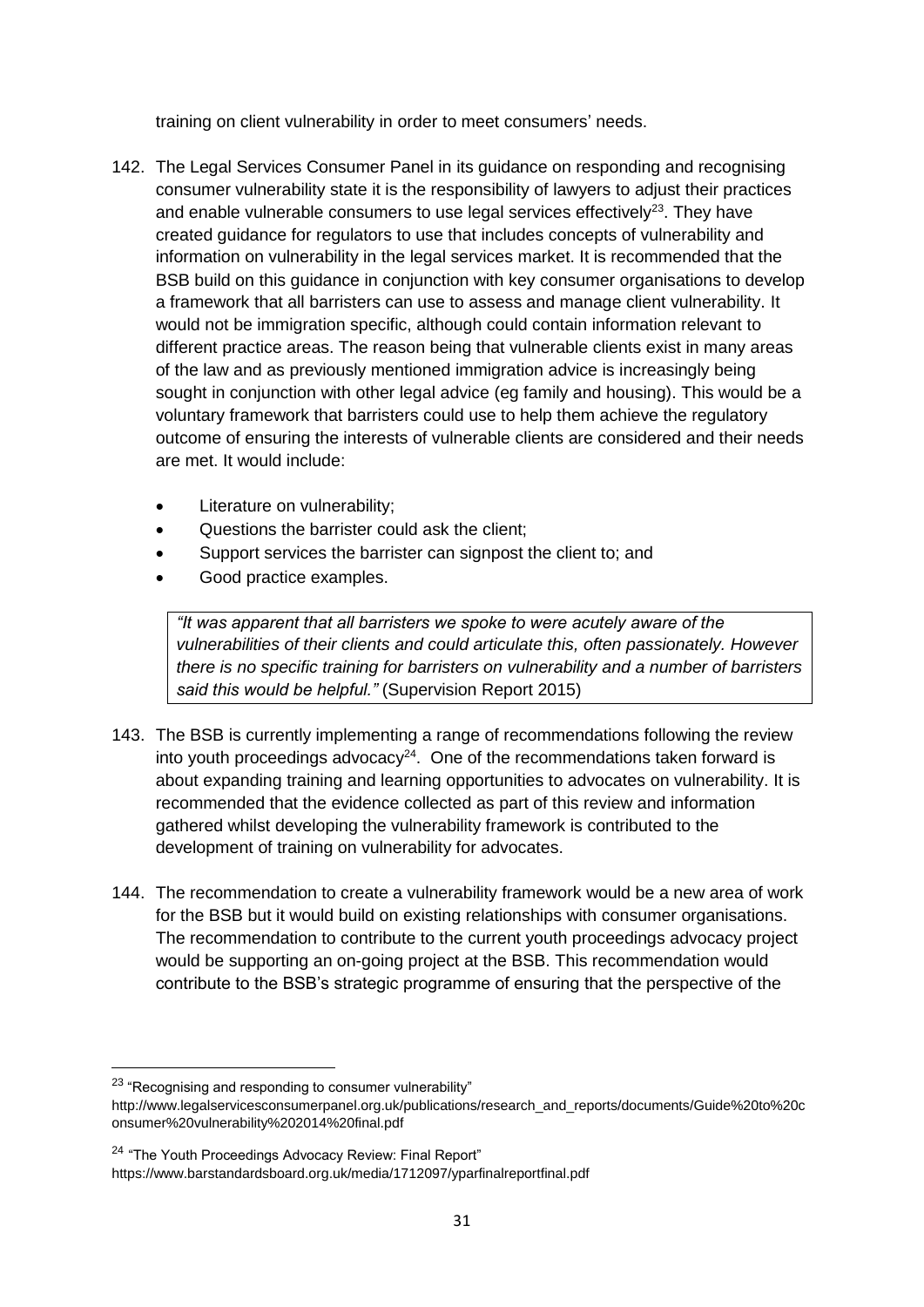training on client vulnerability in order to meet consumers' needs.

142. The Legal Services Consumer Panel in its guidance on responding and recognising consumer vulnerability state it is the responsibility of lawyers to adjust their practices and enable vulnerable consumers to use legal services effectively[23]. They have created guidance for regulators to use that includes concepts of vulnerability and information on vulnerability in the legal services market. It is recommended that the BSB build on this guidance in conjunction with key consumer organisations to develop a framework that all barristers can use to assess and manage client vulnerability. It would not be immigration specific, although could contain information relevant to different practice areas. The reason being that vulnerable clients exist in many areas of the law and as previously mentioned immigration advice is increasingly being sought in conjunction with other legal advice (eg family and housing). This would be a voluntary framework that barristers could use to help them achieve the regulatory outcome of ensuring the interests of vulnerable clients are considered and their needs are met. It would include:

- Literature on vulnerability;
- Questions the barrister could ask the client;
- Support services the barrister can signpost the client to; and
- Good practice examples.

> *"It was apparent that all barristers we spoke to were acutely aware of the vulnerabilities of their clients and could articulate this, often passionately. However there is no specific training for barristers on vulnerability and a number of barristers said this would be helpful."* (Supervision Report 2015)

143. The BSB is currently implementing a range of recommendations following the review into youth proceedings advocacy[24]. One of the recommendations taken forward is about expanding training and learning opportunities to advocates on vulnerability. It is recommended that the evidence collected as part of this review and information gathered whilst developing the vulnerability framework is contributed to the development of training on vulnerability for advocates.

144. The recommendation to create a vulnerability framework would be a new area of work for the BSB but it would build on existing relationships with consumer organisations. The recommendation to contribute to the current youth proceedings advocacy project would be supporting an on-going project at the BSB. This recommendation would contribute to the BSB's strategic programme of ensuring that the perspective of the

---

[23] "Recognising and responding to consumer vulnerability" http://www.legalservicesconsumerpanel.org.uk/publications/research_and_reports/documents/Guide%20to%20consumer%20vulnerability%202014%20final.pdf

[24] "The Youth Proceedings Advocacy Review: Final Report" https://www.barstandardsboard.org.uk/media/1712097/yparfinalreportfinal.pdf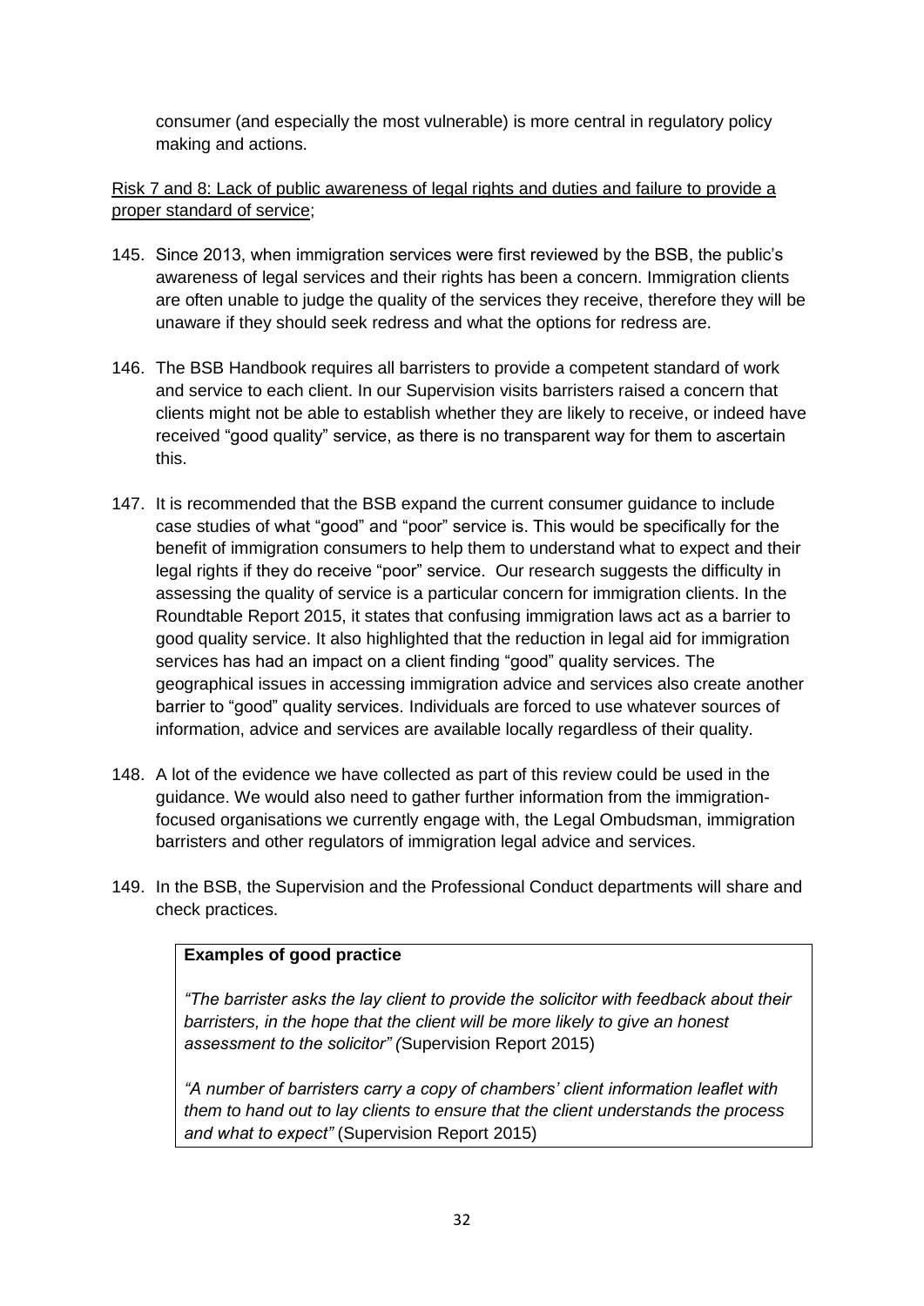consumer (and especially the most vulnerable) is more central in regulatory policy making and actions.

Risk 7 and 8: Lack of public awareness of legal rights and duties and failure to provide a proper standard of service;

145. Since 2013, when immigration services were first reviewed by the BSB, the public's awareness of legal services and their rights has been a concern. Immigration clients are often unable to judge the quality of the services they receive, therefore they will be unaware if they should seek redress and what the options for redress are.

146. The BSB Handbook requires all barristers to provide a competent standard of work and service to each client. In our Supervision visits barristers raised a concern that clients might not be able to establish whether they are likely to receive, or indeed have received "good quality" service, as there is no transparent way for them to ascertain this.

147. It is recommended that the BSB expand the current consumer guidance to include case studies of what "good" and "poor" service is. This would be specifically for the benefit of immigration consumers to help them to understand what to expect and their legal rights if they do receive "poor" service. Our research suggests the difficulty in assessing the quality of service is a particular concern for immigration clients. In the Roundtable Report 2015, it states that confusing immigration laws act as a barrier to good quality service. It also highlighted that the reduction in legal aid for immigration services has had an impact on a client finding "good" quality services. The geographical issues in accessing immigration advice and services also create another barrier to "good" quality services. Individuals are forced to use whatever sources of information, advice and services are available locally regardless of their quality.

148. A lot of the evidence we have collected as part of this review could be used in the guidance. We would also need to gather further information from the immigration-focused organisations we currently engage with, the Legal Ombudsman, immigration barristers and other regulators of immigration legal advice and services.

149. In the BSB, the Supervision and the Professional Conduct departments will share and check practices.

**Examples of good practice**

*"The barrister asks the lay client to provide the solicitor with feedback about their barristers, in the hope that the client will be more likely to give an honest assessment to the solicitor" (*Supervision Report 2015)

*"A number of barristers carry a copy of chambers' client information leaflet with them to hand out to lay clients to ensure that the client understands the process and what to expect"* (Supervision Report 2015)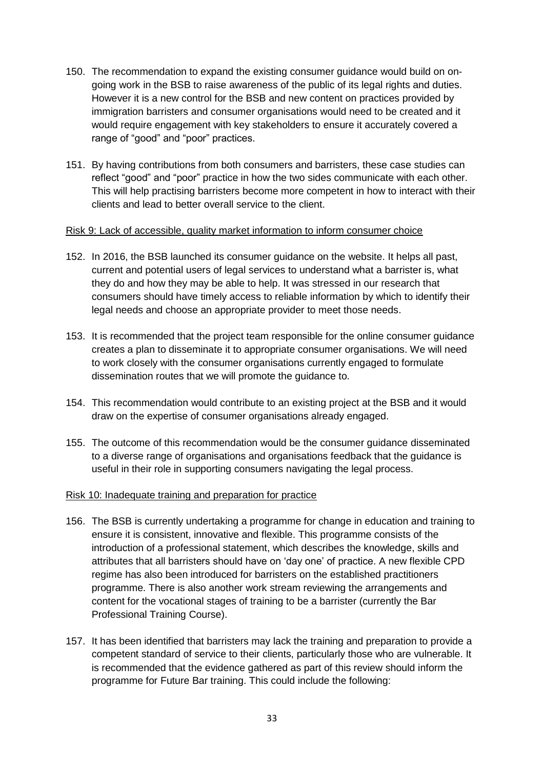150. The recommendation to expand the existing consumer guidance would build on on-going work in the BSB to raise awareness of the public of its legal rights and duties. However it is a new control for the BSB and new content on practices provided by immigration barristers and consumer organisations would need to be created and it would require engagement with key stakeholders to ensure it accurately covered a range of "good" and "poor" practices.

151. By having contributions from both consumers and barristers, these case studies can reflect "good" and "poor" practice in how the two sides communicate with each other. This will help practising barristers become more competent in how to interact with their clients and lead to better overall service to the client.

<u>Risk 9: Lack of accessible, quality market information to inform consumer choice</u>

152. In 2016, the BSB launched its consumer guidance on the website. It helps all past, current and potential users of legal services to understand what a barrister is, what they do and how they may be able to help. It was stressed in our research that consumers should have timely access to reliable information by which to identify their legal needs and choose an appropriate provider to meet those needs.

153. It is recommended that the project team responsible for the online consumer guidance creates a plan to disseminate it to appropriate consumer organisations. We will need to work closely with the consumer organisations currently engaged to formulate dissemination routes that we will promote the guidance to.

154. This recommendation would contribute to an existing project at the BSB and it would draw on the expertise of consumer organisations already engaged.

155. The outcome of this recommendation would be the consumer guidance disseminated to a diverse range of organisations and organisations feedback that the guidance is useful in their role in supporting consumers navigating the legal process.

<u>Risk 10: Inadequate training and preparation for practice</u>

156. The BSB is currently undertaking a programme for change in education and training to ensure it is consistent, innovative and flexible. This programme consists of the introduction of a professional statement, which describes the knowledge, skills and attributes that all barristers should have on 'day one' of practice. A new flexible CPD regime has also been introduced for barristers on the established practitioners programme. There is also another work stream reviewing the arrangements and content for the vocational stages of training to be a barrister (currently the Bar Professional Training Course).

157. It has been identified that barristers may lack the training and preparation to provide a competent standard of service to their clients, particularly those who are vulnerable. It is recommended that the evidence gathered as part of this review should inform the programme for Future Bar training. This could include the following: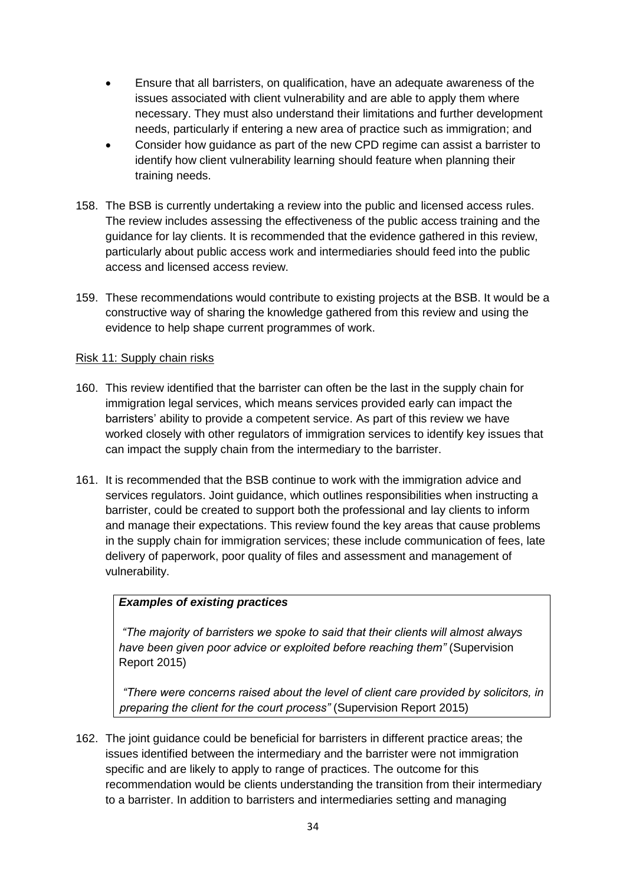- Ensure that all barristers, on qualification, have an adequate awareness of the issues associated with client vulnerability and are able to apply them where necessary. They must also understand their limitations and further development needs, particularly if entering a new area of practice such as immigration; and
- Consider how guidance as part of the new CPD regime can assist a barrister to identify how client vulnerability learning should feature when planning their training needs.

158. The BSB is currently undertaking a review into the public and licensed access rules. The review includes assessing the effectiveness of the public access training and the guidance for lay clients. It is recommended that the evidence gathered in this review, particularly about public access work and intermediaries should feed into the public access and licensed access review.

159. These recommendations would contribute to existing projects at the BSB. It would be a constructive way of sharing the knowledge gathered from this review and using the evidence to help shape current programmes of work.

Risk 11: Supply chain risks

160. This review identified that the barrister can often be the last in the supply chain for immigration legal services, which means services provided early can impact the barristers' ability to provide a competent service. As part of this review we have worked closely with other regulators of immigration services to identify key issues that can impact the supply chain from the intermediary to the barrister.

161. It is recommended that the BSB continue to work with the immigration advice and services regulators. Joint guidance, which outlines responsibilities when instructing a barrister, could be created to support both the professional and lay clients to inform and manage their expectations. This review found the key areas that cause problems in the supply chain for immigration services; these include communication of fees, late delivery of paperwork, poor quality of files and assessment and management of vulnerability.

> ***Examples of existing practices***
>
> *"The majority of barristers we spoke to said that their clients will almost always have been given poor advice or exploited before reaching them"* (Supervision Report 2015)
>
> *"There were concerns raised about the level of client care provided by solicitors, in preparing the client for the court process"* (Supervision Report 2015)

162. The joint guidance could be beneficial for barristers in different practice areas; the issues identified between the intermediary and the barrister were not immigration specific and are likely to apply to range of practices. The outcome for this recommendation would be clients understanding the transition from their intermediary to a barrister. In addition to barristers and intermediaries setting and managing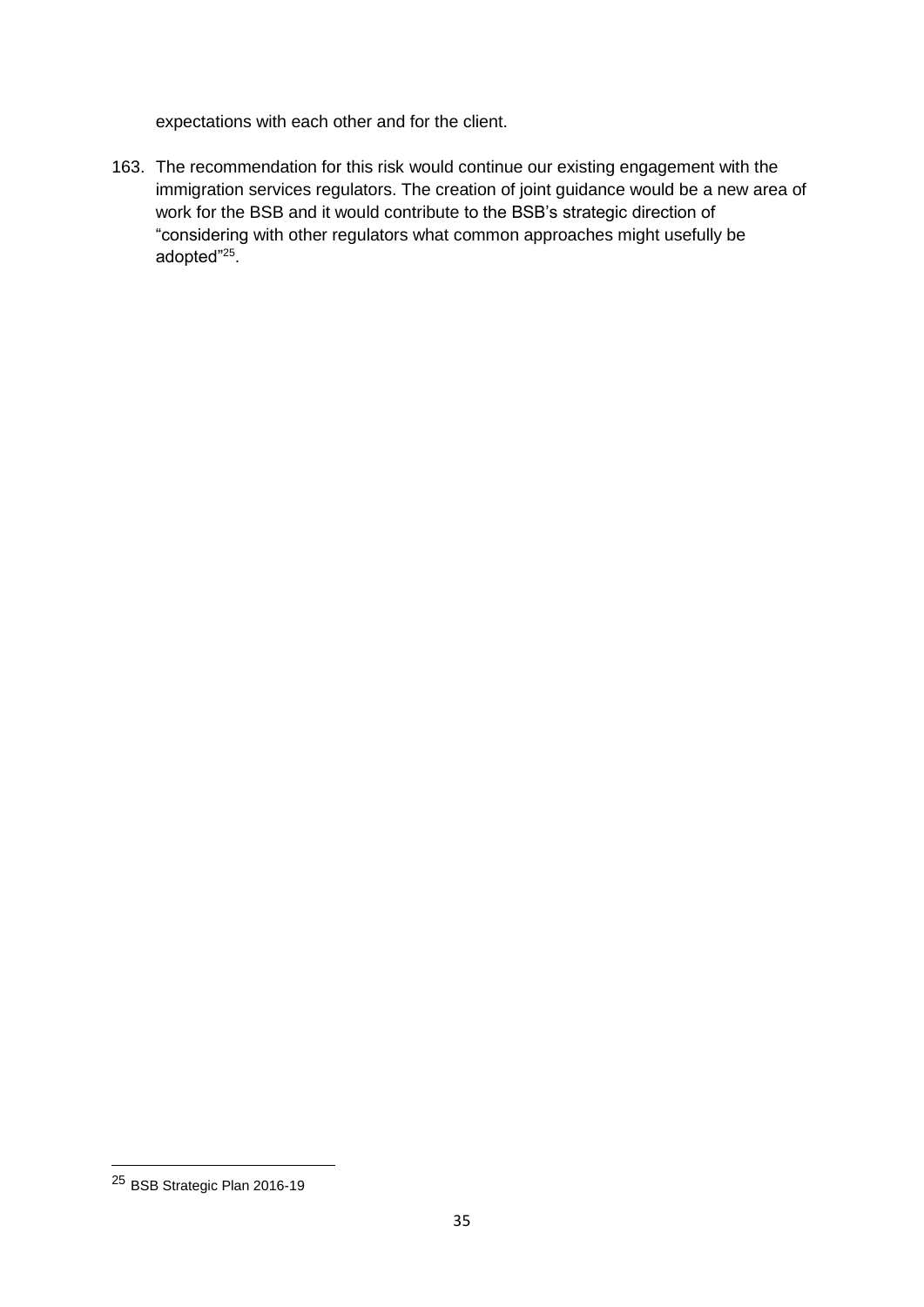expectations with each other and for the client.

163. The recommendation for this risk would continue our existing engagement with the immigration services regulators. The creation of joint guidance would be a new area of work for the BSB and it would contribute to the BSB's strategic direction of "considering with other regulators what common approaches might usefully be adopted"[25].

---

[25] BSB Strategic Plan 2016-19